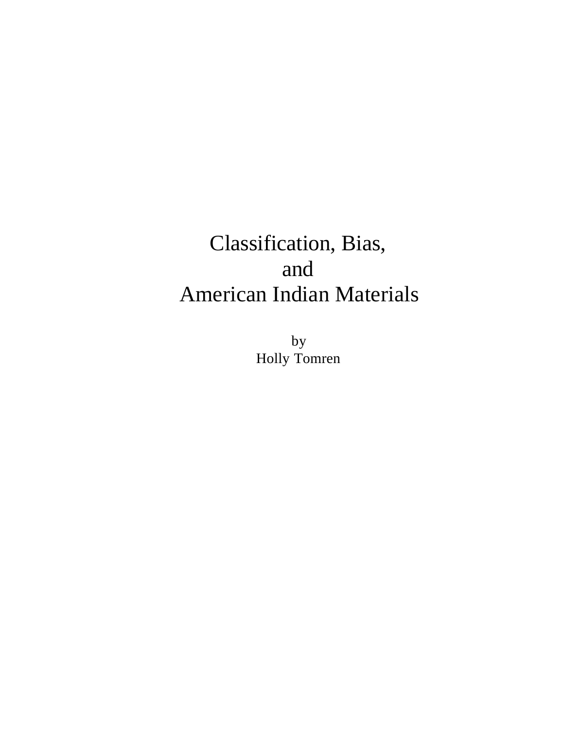# Classification, Bias, and American Indian Materials

by
Holly Tomren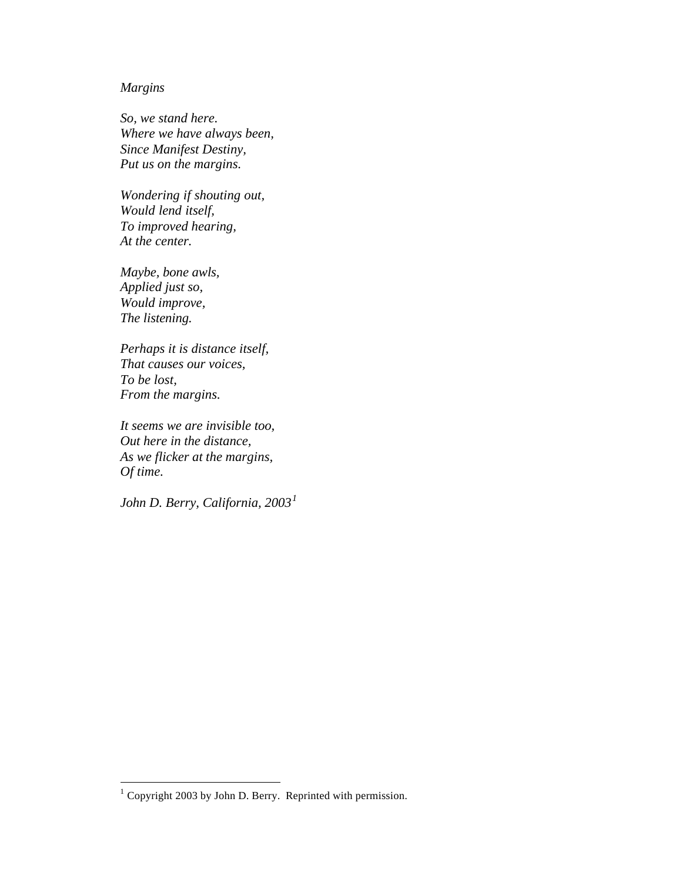*Margins*

*So, we stand here.*
*Where we have always been,*
*Since Manifest Destiny,*
*Put us on the margins.*

*Wondering if shouting out,*
*Would lend itself,*
*To improved hearing,*
*At the center.*

*Maybe, bone awls,*
*Applied just so,*
*Would improve,*
*The listening.*

*Perhaps it is distance itself,*
*That causes our voices,*
*To be lost,*
*From the margins.*

*It seems we are invisible too,*
*Out here in the distance,*
*As we flicker at the margins,*
*Of time.*

*John D. Berry, California, 2003*[1]

---

[1] Copyright 2003 by John D. Berry. Reprinted with permission.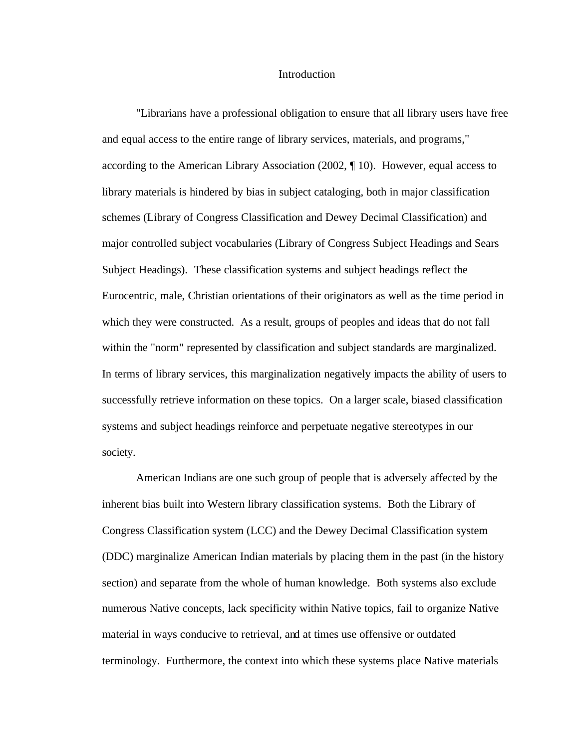# Introduction

"Librarians have a professional obligation to ensure that all library users have free and equal access to the entire range of library services, materials, and programs," according to the American Library Association (2002, ¶ 10). However, equal access to library materials is hindered by bias in subject cataloging, both in major classification schemes (Library of Congress Classification and Dewey Decimal Classification) and major controlled subject vocabularies (Library of Congress Subject Headings and Sears Subject Headings). These classification systems and subject headings reflect the Eurocentric, male, Christian orientations of their originators as well as the time period in which they were constructed. As a result, groups of peoples and ideas that do not fall within the "norm" represented by classification and subject standards are marginalized. In terms of library services, this marginalization negatively impacts the ability of users to successfully retrieve information on these topics. On a larger scale, biased classification systems and subject headings reinforce and perpetuate negative stereotypes in our society.

American Indians are one such group of people that is adversely affected by the inherent bias built into Western library classification systems. Both the Library of Congress Classification system (LCC) and the Dewey Decimal Classification system (DDC) marginalize American Indian materials by placing them in the past (in the history section) and separate from the whole of human knowledge. Both systems also exclude numerous Native concepts, lack specificity within Native topics, fail to organize Native material in ways conducive to retrieval, and at times use offensive or outdated terminology. Furthermore, the context into which these systems place Native materials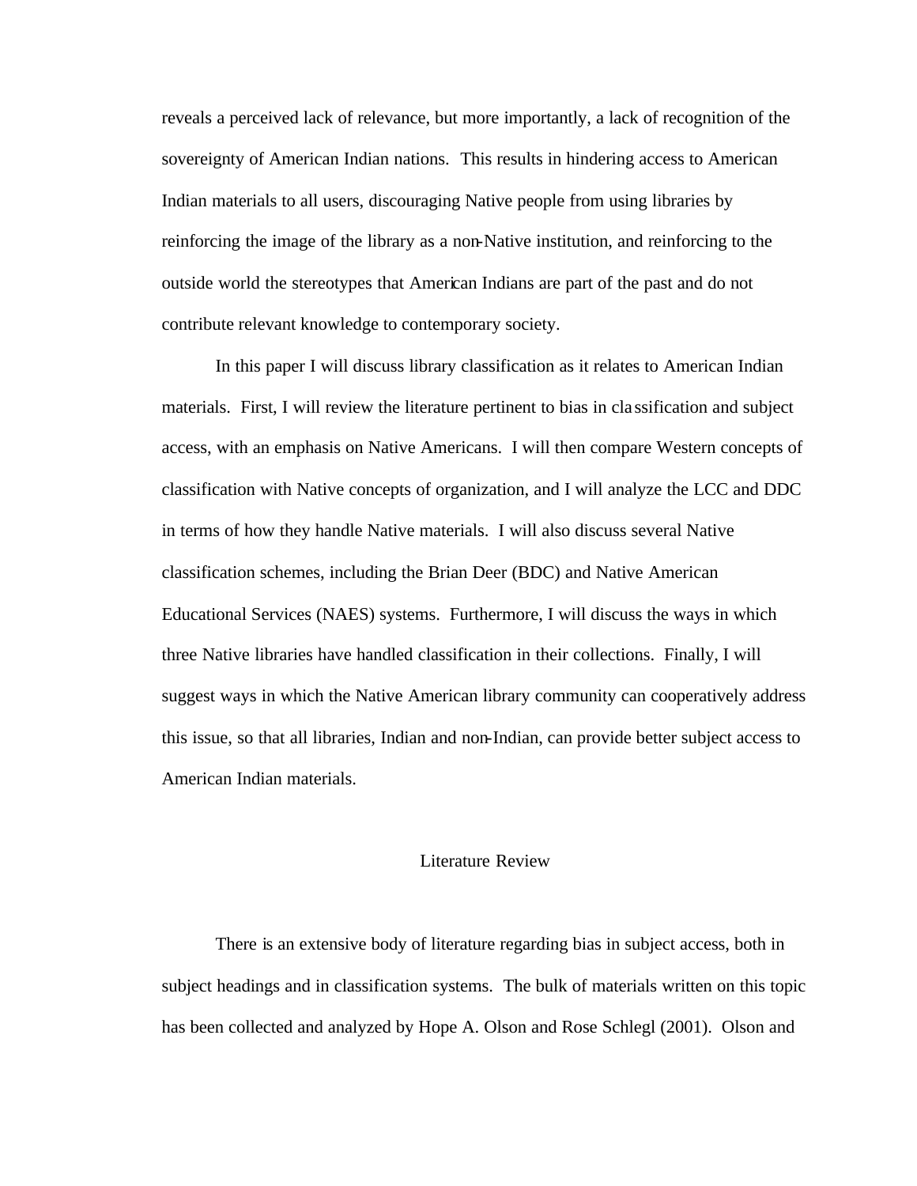reveals a perceived lack of relevance, but more importantly, a lack of recognition of the sovereignty of American Indian nations. This results in hindering access to American Indian materials to all users, discouraging Native people from using libraries by reinforcing the image of the library as a non-Native institution, and reinforcing to the outside world the stereotypes that American Indians are part of the past and do not contribute relevant knowledge to contemporary society.

In this paper I will discuss library classification as it relates to American Indian materials. First, I will review the literature pertinent to bias in classification and subject access, with an emphasis on Native Americans. I will then compare Western concepts of classification with Native concepts of organization, and I will analyze the LCC and DDC in terms of how they handle Native materials. I will also discuss several Native classification schemes, including the Brian Deer (BDC) and Native American Educational Services (NAES) systems. Furthermore, I will discuss the ways in which three Native libraries have handled classification in their collections. Finally, I will suggest ways in which the Native American library community can cooperatively address this issue, so that all libraries, Indian and non-Indian, can provide better subject access to American Indian materials.

## Literature Review

There is an extensive body of literature regarding bias in subject access, both in subject headings and in classification systems. The bulk of materials written on this topic has been collected and analyzed by Hope A. Olson and Rose Schlegl (2001). Olson and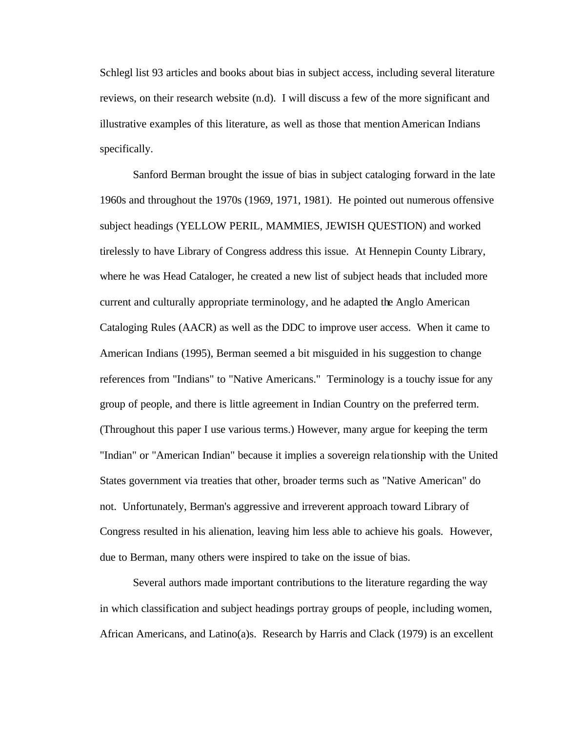Schlegl list 93 articles and books about bias in subject access, including several literature reviews, on their research website (n.d). I will discuss a few of the more significant and illustrative examples of this literature, as well as those that mention American Indians specifically.

Sanford Berman brought the issue of bias in subject cataloging forward in the late 1960s and throughout the 1970s (1969, 1971, 1981). He pointed out numerous offensive subject headings (YELLOW PERIL, MAMMIES, JEWISH QUESTION) and worked tirelessly to have Library of Congress address this issue. At Hennepin County Library, where he was Head Cataloger, he created a new list of subject heads that included more current and culturally appropriate terminology, and he adapted the Anglo American Cataloging Rules (AACR) as well as the DDC to improve user access. When it came to American Indians (1995), Berman seemed a bit misguided in his suggestion to change references from "Indians" to "Native Americans." Terminology is a touchy issue for any group of people, and there is little agreement in Indian Country on the preferred term. (Throughout this paper I use various terms.) However, many argue for keeping the term "Indian" or "American Indian" because it implies a sovereign relationship with the United States government via treaties that other, broader terms such as "Native American" do not. Unfortunately, Berman's aggressive and irreverent approach toward Library of Congress resulted in his alienation, leaving him less able to achieve his goals. However, due to Berman, many others were inspired to take on the issue of bias.

Several authors made important contributions to the literature regarding the way in which classification and subject headings portray groups of people, including women, African Americans, and Latino(a)s. Research by Harris and Clack (1979) is an excellent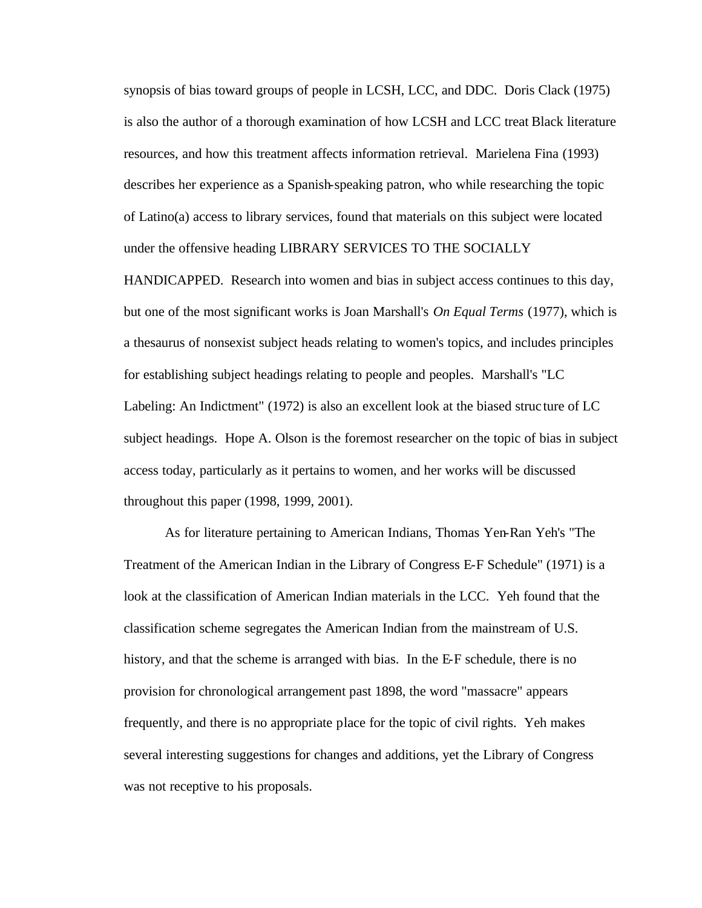synopsis of bias toward groups of people in LCSH, LCC, and DDC. Doris Clack (1975) is also the author of a thorough examination of how LCSH and LCC treat Black literature resources, and how this treatment affects information retrieval. Marielena Fina (1993) describes her experience as a Spanish-speaking patron, who while researching the topic of Latino(a) access to library services, found that materials on this subject were located under the offensive heading LIBRARY SERVICES TO THE SOCIALLY HANDICAPPED. Research into women and bias in subject access continues to this day, but one of the most significant works is Joan Marshall's *On Equal Terms* (1977), which is a thesaurus of nonsexist subject heads relating to women's topics, and includes principles for establishing subject headings relating to people and peoples. Marshall's "LC Labeling: An Indictment" (1972) is also an excellent look at the biased structure of LC subject headings. Hope A. Olson is the foremost researcher on the topic of bias in subject access today, particularly as it pertains to women, and her works will be discussed throughout this paper (1998, 1999, 2001).

As for literature pertaining to American Indians, Thomas Yen-Ran Yeh's "The Treatment of the American Indian in the Library of Congress E-F Schedule" (1971) is a look at the classification of American Indian materials in the LCC. Yeh found that the classification scheme segregates the American Indian from the mainstream of U.S. history, and that the scheme is arranged with bias. In the E-F schedule, there is no provision for chronological arrangement past 1898, the word "massacre" appears frequently, and there is no appropriate place for the topic of civil rights. Yeh makes several interesting suggestions for changes and additions, yet the Library of Congress was not receptive to his proposals.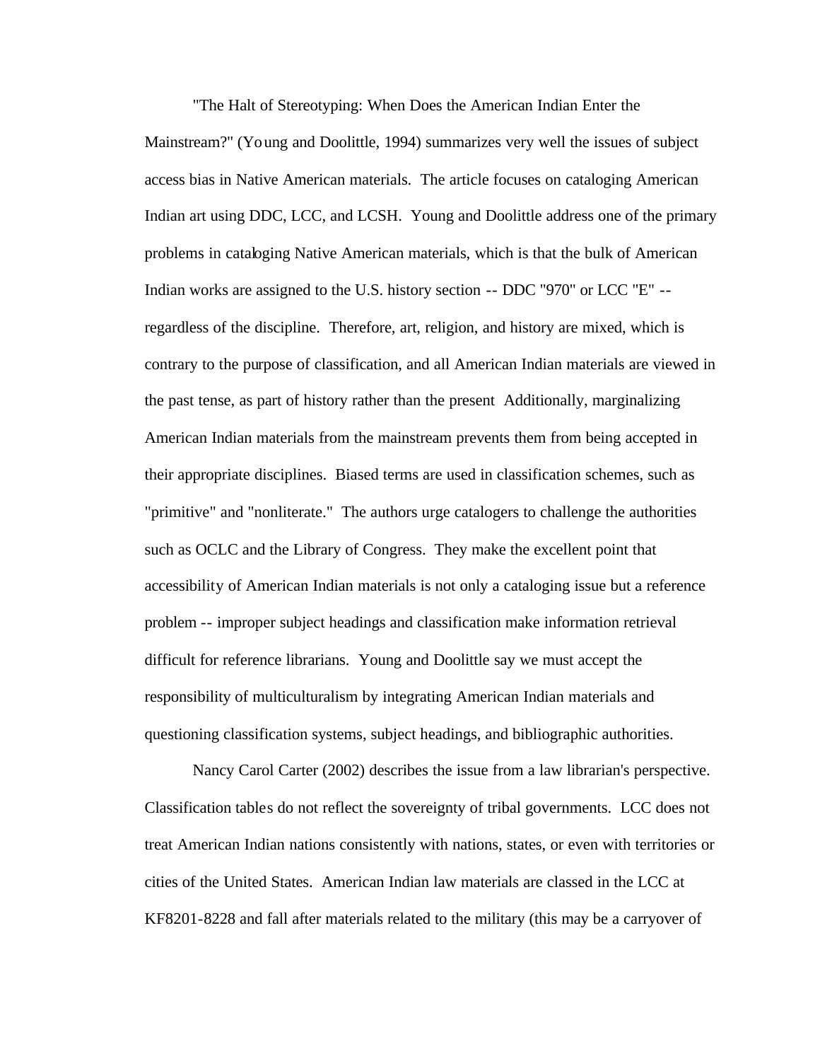"The Halt of Stereotyping: When Does the American Indian Enter the Mainstream?" (Young and Doolittle, 1994) summarizes very well the issues of subject access bias in Native American materials. The article focuses on cataloging American Indian art using DDC, LCC, and LCSH. Young and Doolittle address one of the primary problems in cataloging Native American materials, which is that the bulk of American Indian works are assigned to the U.S. history section -- DDC "970" or LCC "E" -- regardless of the discipline. Therefore, art, religion, and history are mixed, which is contrary to the purpose of classification, and all American Indian materials are viewed in the past tense, as part of history rather than the present Additionally, marginalizing American Indian materials from the mainstream prevents them from being accepted in their appropriate disciplines. Biased terms are used in classification schemes, such as "primitive" and "nonliterate." The authors urge catalogers to challenge the authorities such as OCLC and the Library of Congress. They make the excellent point that accessibility of American Indian materials is not only a cataloging issue but a reference problem -- improper subject headings and classification make information retrieval difficult for reference librarians. Young and Doolittle say we must accept the responsibility of multiculturalism by integrating American Indian materials and questioning classification systems, subject headings, and bibliographic authorities.

Nancy Carol Carter (2002) describes the issue from a law librarian's perspective. Classification tables do not reflect the sovereignty of tribal governments. LCC does not treat American Indian nations consistently with nations, states, or even with territories or cities of the United States. American Indian law materials are classed in the LCC at KF8201-8228 and fall after materials related to the military (this may be a carryover of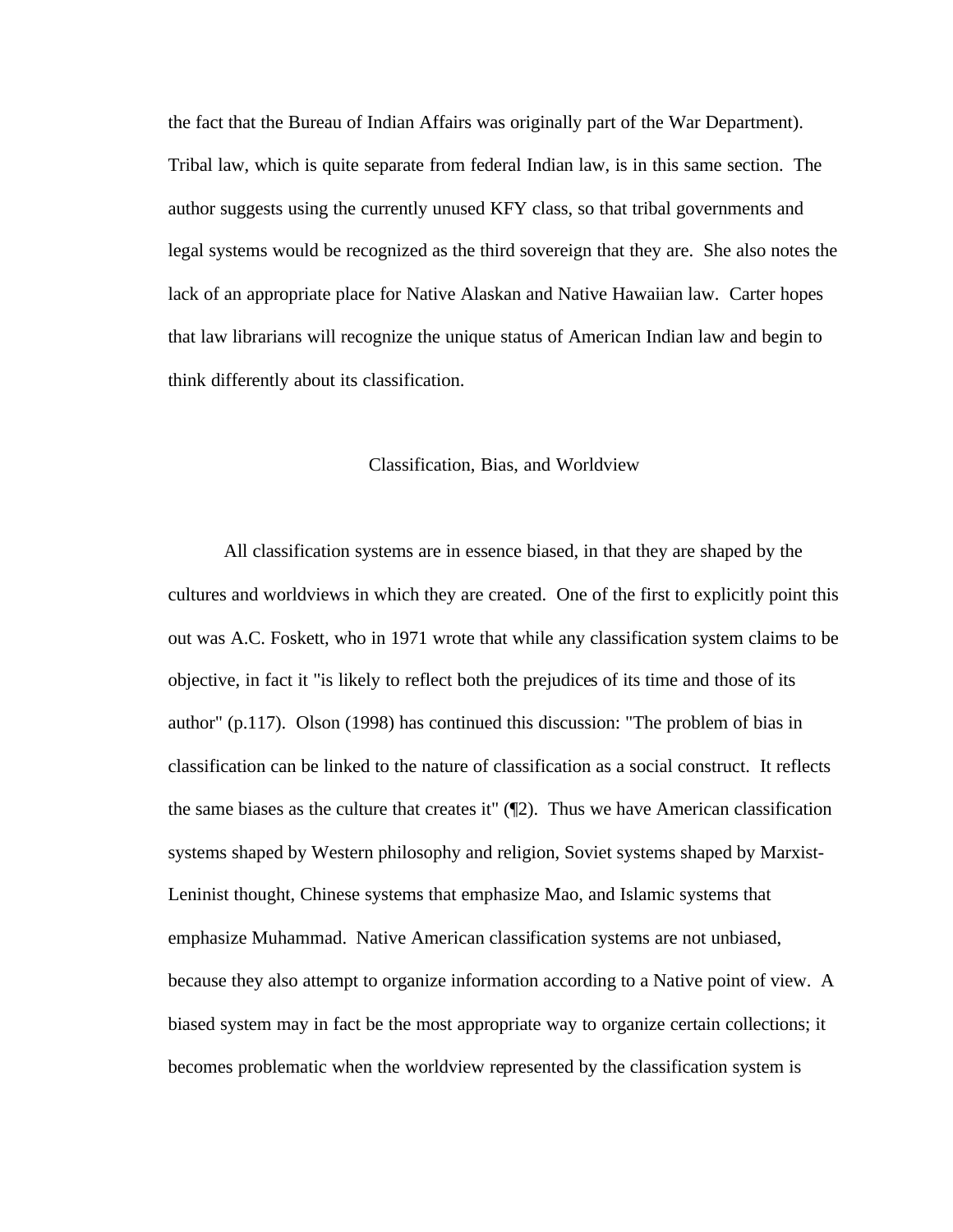the fact that the Bureau of Indian Affairs was originally part of the War Department). Tribal law, which is quite separate from federal Indian law, is in this same section. The author suggests using the currently unused KFY class, so that tribal governments and legal systems would be recognized as the third sovereign that they are. She also notes the lack of an appropriate place for Native Alaskan and Native Hawaiian law. Carter hopes that law librarians will recognize the unique status of American Indian law and begin to think differently about its classification.

## Classification, Bias, and Worldview

All classification systems are in essence biased, in that they are shaped by the cultures and worldviews in which they are created. One of the first to explicitly point this out was A.C. Foskett, who in 1971 wrote that while any classification system claims to be objective, in fact it "is likely to reflect both the prejudices of its time and those of its author" (p.117). Olson (1998) has continued this discussion: "The problem of bias in classification can be linked to the nature of classification as a social construct. It reflects the same biases as the culture that creates it" (¶2). Thus we have American classification systems shaped by Western philosophy and religion, Soviet systems shaped by Marxist-Leninist thought, Chinese systems that emphasize Mao, and Islamic systems that emphasize Muhammad. Native American classification systems are not unbiased, because they also attempt to organize information according to a Native point of view. A biased system may in fact be the most appropriate way to organize certain collections; it becomes problematic when the worldview represented by the classification system is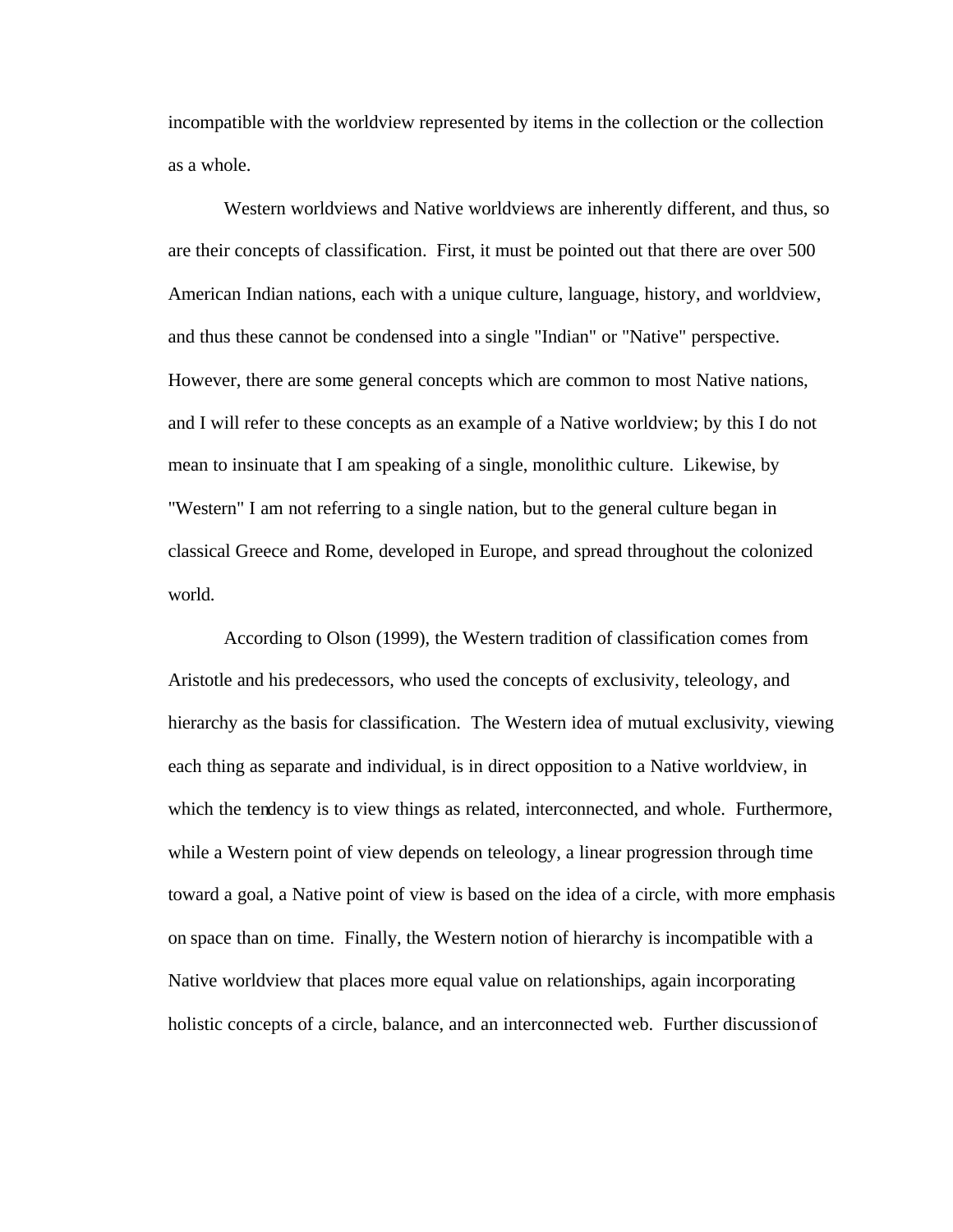incompatible with the worldview represented by items in the collection or the collection as a whole.

Western worldviews and Native worldviews are inherently different, and thus, so are their concepts of classification. First, it must be pointed out that there are over 500 American Indian nations, each with a unique culture, language, history, and worldview, and thus these cannot be condensed into a single "Indian" or "Native" perspective. However, there are some general concepts which are common to most Native nations, and I will refer to these concepts as an example of a Native worldview; by this I do not mean to insinuate that I am speaking of a single, monolithic culture. Likewise, by "Western" I am not referring to a single nation, but to the general culture began in classical Greece and Rome, developed in Europe, and spread throughout the colonized world.

According to Olson (1999), the Western tradition of classification comes from Aristotle and his predecessors, who used the concepts of exclusivity, teleology, and hierarchy as the basis for classification. The Western idea of mutual exclusivity, viewing each thing as separate and individual, is in direct opposition to a Native worldview, in which the tendency is to view things as related, interconnected, and whole. Furthermore, while a Western point of view depends on teleology, a linear progression through time toward a goal, a Native point of view is based on the idea of a circle, with more emphasis on space than on time. Finally, the Western notion of hierarchy is incompatible with a Native worldview that places more equal value on relationships, again incorporating holistic concepts of a circle, balance, and an interconnected web. Further discussion of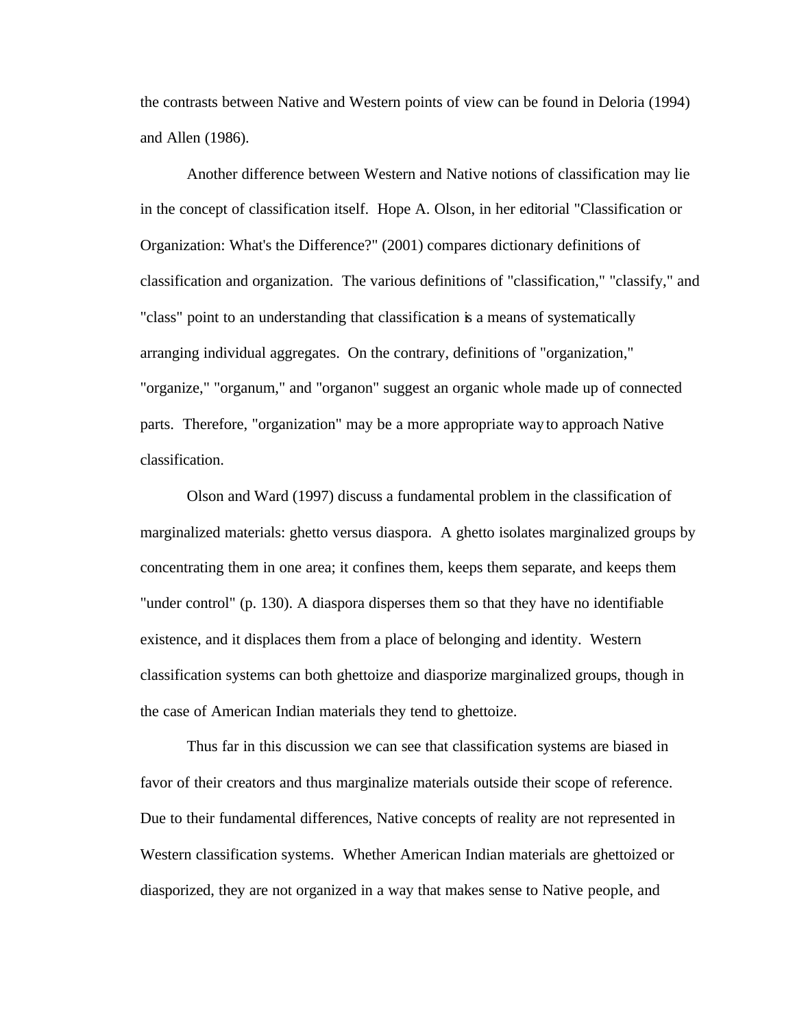the contrasts between Native and Western points of view can be found in Deloria (1994) and Allen (1986).

Another difference between Western and Native notions of classification may lie in the concept of classification itself. Hope A. Olson, in her editorial "Classification or Organization: What's the Difference?" (2001) compares dictionary definitions of classification and organization. The various definitions of "classification," "classify," and "class" point to an understanding that classification is a means of systematically arranging individual aggregates. On the contrary, definitions of "organization," "organize," "organum," and "organon" suggest an organic whole made up of connected parts. Therefore, "organization" may be a more appropriate way to approach Native classification.

Olson and Ward (1997) discuss a fundamental problem in the classification of marginalized materials: ghetto versus diaspora. A ghetto isolates marginalized groups by concentrating them in one area; it confines them, keeps them separate, and keeps them "under control" (p. 130). A diaspora disperses them so that they have no identifiable existence, and it displaces them from a place of belonging and identity. Western classification systems can both ghettoize and diasporize marginalized groups, though in the case of American Indian materials they tend to ghettoize.

Thus far in this discussion we can see that classification systems are biased in favor of their creators and thus marginalize materials outside their scope of reference. Due to their fundamental differences, Native concepts of reality are not represented in Western classification systems. Whether American Indian materials are ghettoized or diasporized, they are not organized in a way that makes sense to Native people, and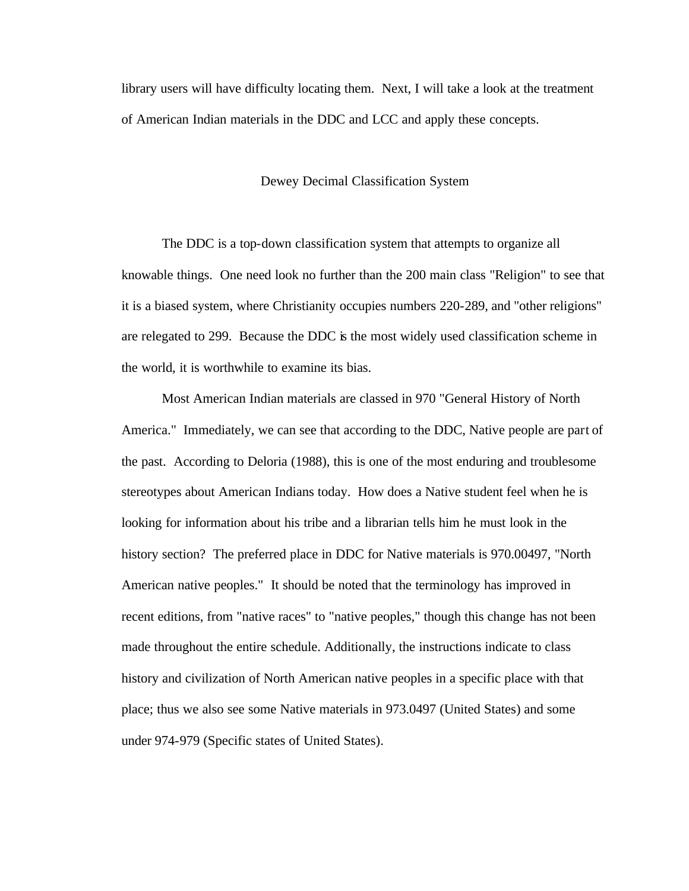library users will have difficulty locating them. Next, I will take a look at the treatment of American Indian materials in the DDC and LCC and apply these concepts.

## Dewey Decimal Classification System

The DDC is a top-down classification system that attempts to organize all knowable things. One need look no further than the 200 main class "Religion" to see that it is a biased system, where Christianity occupies numbers 220-289, and "other religions" are relegated to 299. Because the DDC is the most widely used classification scheme in the world, it is worthwhile to examine its bias.

Most American Indian materials are classed in 970 "General History of North America." Immediately, we can see that according to the DDC, Native people are part of the past. According to Deloria (1988), this is one of the most enduring and troublesome stereotypes about American Indians today. How does a Native student feel when he is looking for information about his tribe and a librarian tells him he must look in the history section? The preferred place in DDC for Native materials is 970.00497, "North American native peoples." It should be noted that the terminology has improved in recent editions, from "native races" to "native peoples," though this change has not been made throughout the entire schedule. Additionally, the instructions indicate to class history and civilization of North American native peoples in a specific place with that place; thus we also see some Native materials in 973.0497 (United States) and some under 974-979 (Specific states of United States).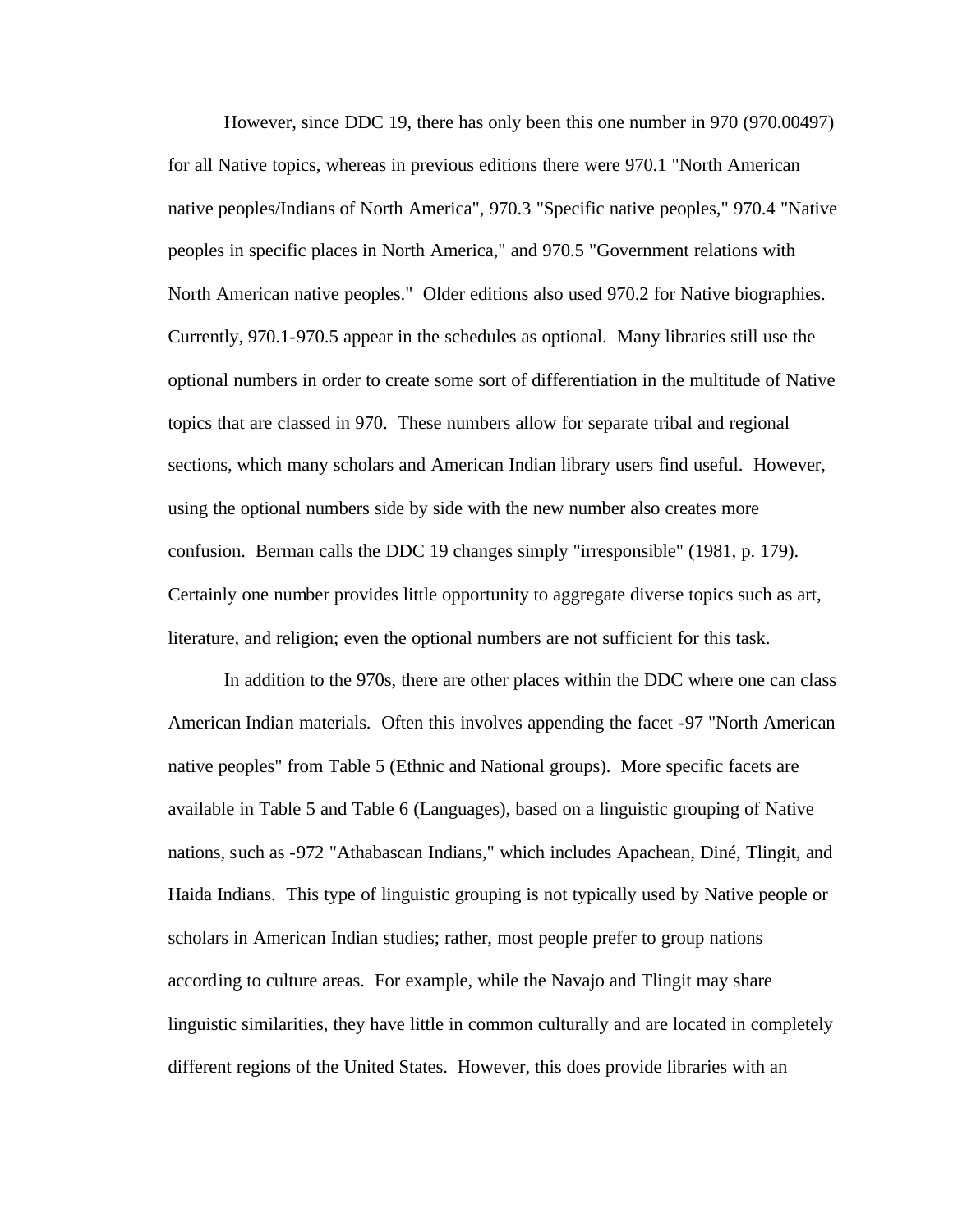However, since DDC 19, there has only been this one number in 970 (970.00497) for all Native topics, whereas in previous editions there were 970.1 "North American native peoples/Indians of North America", 970.3 "Specific native peoples," 970.4 "Native peoples in specific places in North America," and 970.5 "Government relations with North American native peoples." Older editions also used 970.2 for Native biographies. Currently, 970.1-970.5 appear in the schedules as optional. Many libraries still use the optional numbers in order to create some sort of differentiation in the multitude of Native topics that are classed in 970. These numbers allow for separate tribal and regional sections, which many scholars and American Indian library users find useful. However, using the optional numbers side by side with the new number also creates more confusion. Berman calls the DDC 19 changes simply "irresponsible" (1981, p. 179). Certainly one number provides little opportunity to aggregate diverse topics such as art, literature, and religion; even the optional numbers are not sufficient for this task.

In addition to the 970s, there are other places within the DDC where one can class American Indian materials. Often this involves appending the facet -97 "North American native peoples" from Table 5 (Ethnic and National groups). More specific facets are available in Table 5 and Table 6 (Languages), based on a linguistic grouping of Native nations, such as -972 "Athabascan Indians," which includes Apachean, Diné, Tlingit, and Haida Indians. This type of linguistic grouping is not typically used by Native people or scholars in American Indian studies; rather, most people prefer to group nations according to culture areas. For example, while the Navajo and Tlingit may share linguistic similarities, they have little in common culturally and are located in completely different regions of the United States. However, this does provide libraries with an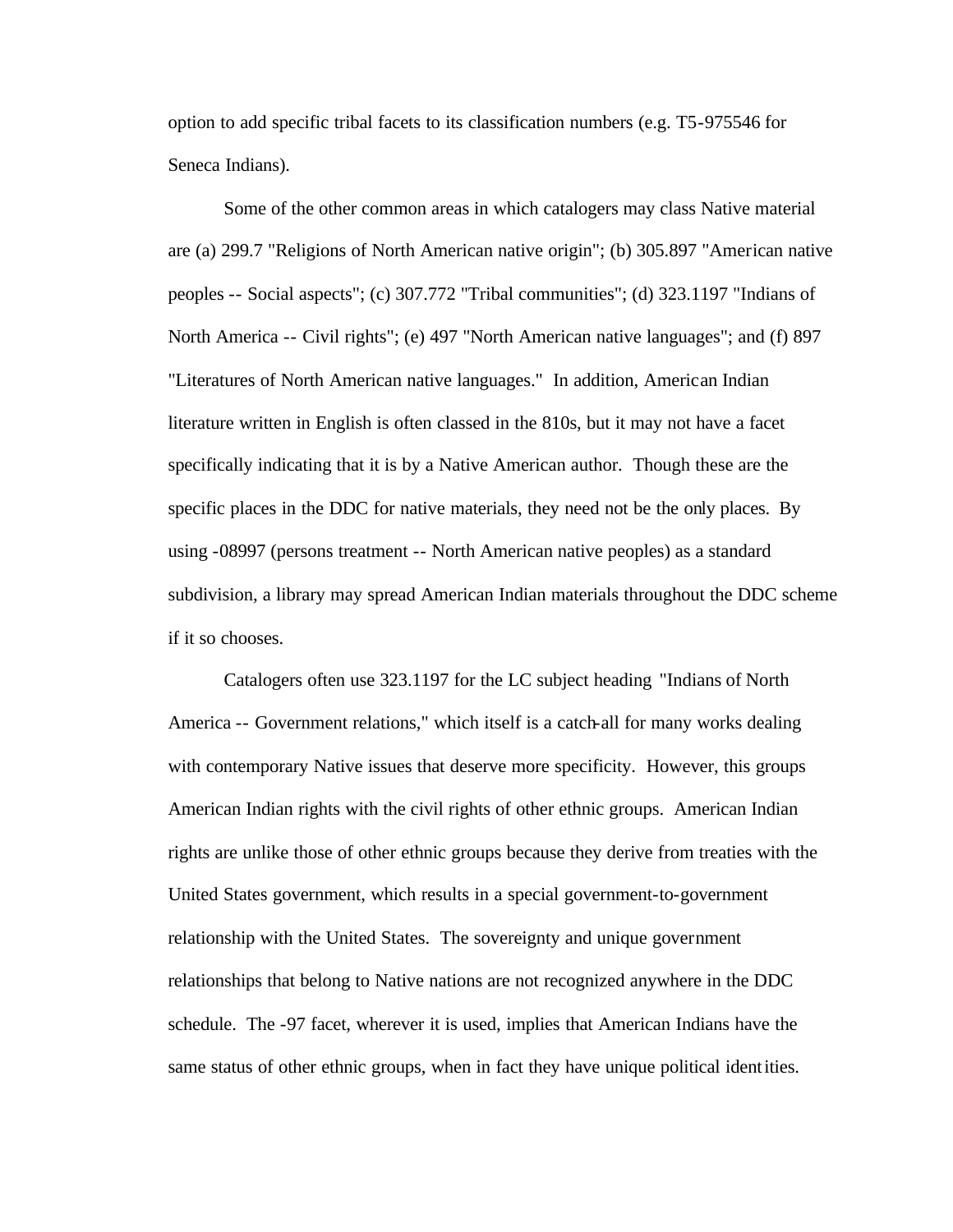option to add specific tribal facets to its classification numbers (e.g. T5-975546 for Seneca Indians).

Some of the other common areas in which catalogers may class Native material are (a) 299.7 "Religions of North American native origin"; (b) 305.897 "American native peoples -- Social aspects"; (c) 307.772 "Tribal communities"; (d) 323.1197 "Indians of North America -- Civil rights"; (e) 497 "North American native languages"; and (f) 897 "Literatures of North American native languages." In addition, American Indian literature written in English is often classed in the 810s, but it may not have a facet specifically indicating that it is by a Native American author. Though these are the specific places in the DDC for native materials, they need not be the only places. By using -08997 (persons treatment -- North American native peoples) as a standard subdivision, a library may spread American Indian materials throughout the DDC scheme if it so chooses.

Catalogers often use 323.1197 for the LC subject heading "Indians of North America -- Government relations," which itself is a catch-all for many works dealing with contemporary Native issues that deserve more specificity. However, this groups American Indian rights with the civil rights of other ethnic groups. American Indian rights are unlike those of other ethnic groups because they derive from treaties with the United States government, which results in a special government-to-government relationship with the United States. The sovereignty and unique government relationships that belong to Native nations are not recognized anywhere in the DDC schedule. The -97 facet, wherever it is used, implies that American Indians have the same status of other ethnic groups, when in fact they have unique political identities.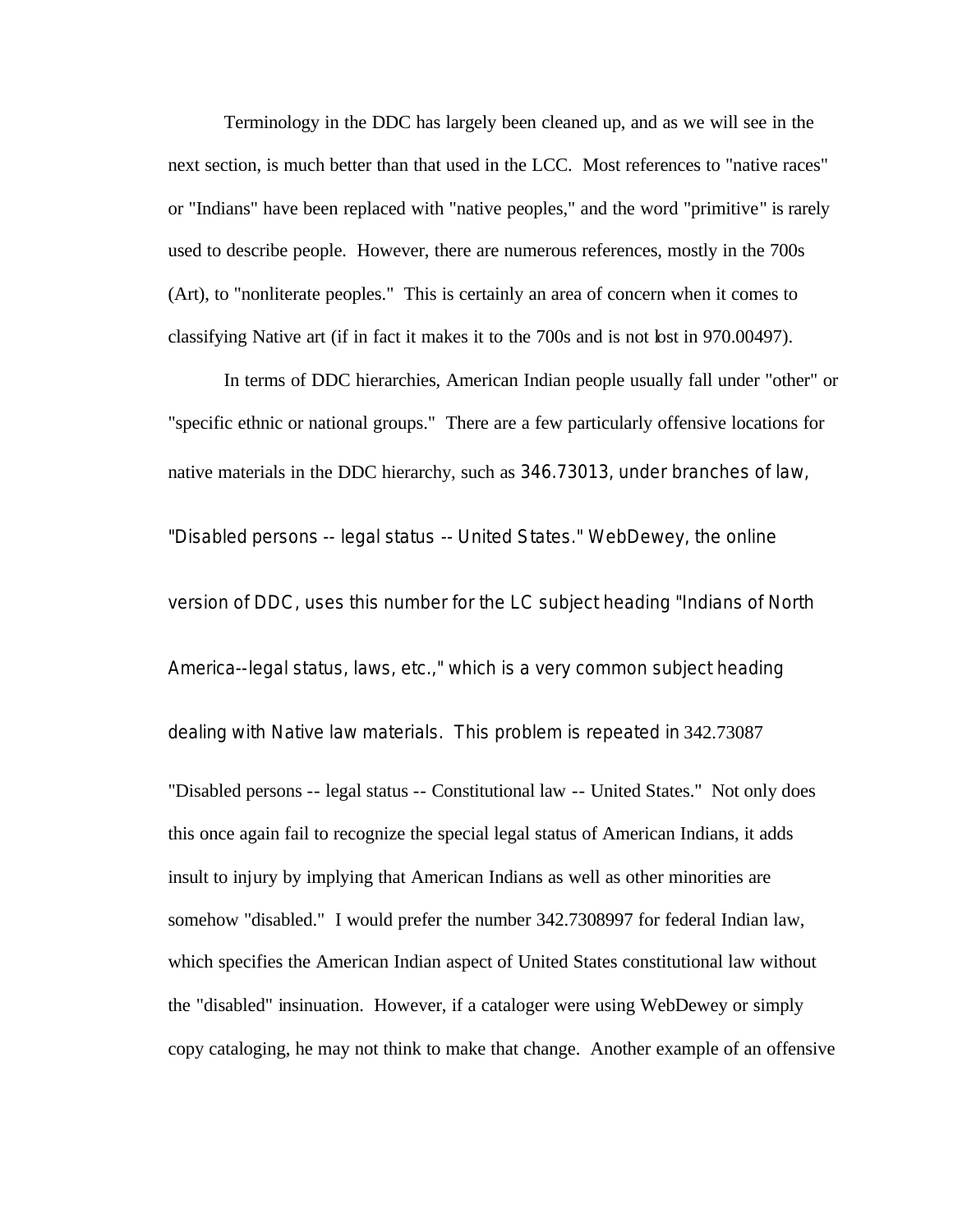Terminology in the DDC has largely been cleaned up, and as we will see in the next section, is much better than that used in the LCC. Most references to "native races" or "Indians" have been replaced with "native peoples," and the word "primitive" is rarely used to describe people. However, there are numerous references, mostly in the 700s (Art), to "nonliterate peoples." This is certainly an area of concern when it comes to classifying Native art (if in fact it makes it to the 700s and is not lost in 970.00497).

In terms of DDC hierarchies, American Indian people usually fall under "other" or "specific ethnic or national groups." There are a few particularly offensive locations for native materials in the DDC hierarchy, such as 346.73013, under branches of law, "Disabled persons -- legal status -- United States." WebDewey, the online version of DDC, uses this number for the LC subject heading "Indians of North America--legal status, laws, etc.," which is a very common subject heading dealing with Native law materials. This problem is repeated in 342.73087 "Disabled persons -- legal status -- Constitutional law -- United States." Not only does this once again fail to recognize the special legal status of American Indians, it adds insult to injury by implying that American Indians as well as other minorities are somehow "disabled." I would prefer the number 342.7308997 for federal Indian law, which specifies the American Indian aspect of United States constitutional law without the "disabled" insinuation. However, if a cataloger were using WebDewey or simply copy cataloging, he may not think to make that change. Another example of an offensive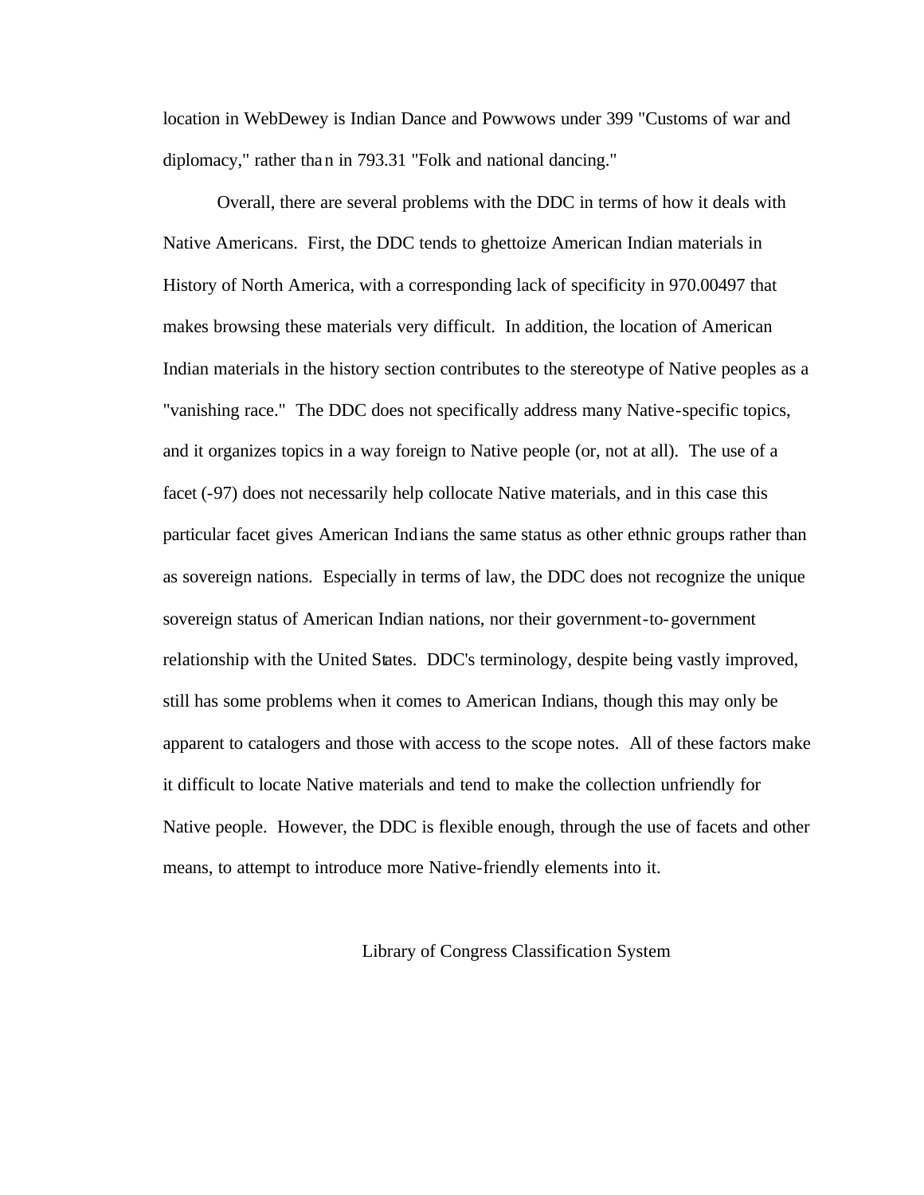location in WebDewey is Indian Dance and Powwows under 399 "Customs of war and diplomacy," rather than in 793.31 "Folk and national dancing."

Overall, there are several problems with the DDC in terms of how it deals with Native Americans. First, the DDC tends to ghettoize American Indian materials in History of North America, with a corresponding lack of specificity in 970.00497 that makes browsing these materials very difficult. In addition, the location of American Indian materials in the history section contributes to the stereotype of Native peoples as a "vanishing race." The DDC does not specifically address many Native-specific topics, and it organizes topics in a way foreign to Native people (or, not at all). The use of a facet (-97) does not necessarily help collocate Native materials, and in this case this particular facet gives American Indians the same status as other ethnic groups rather than as sovereign nations. Especially in terms of law, the DDC does not recognize the unique sovereign status of American Indian nations, nor their government-to-government relationship with the United States. DDC's terminology, despite being vastly improved, still has some problems when it comes to American Indians, though this may only be apparent to catalogers and those with access to the scope notes. All of these factors make it difficult to locate Native materials and tend to make the collection unfriendly for Native people. However, the DDC is flexible enough, through the use of facets and other means, to attempt to introduce more Native-friendly elements into it.

## Library of Congress Classification System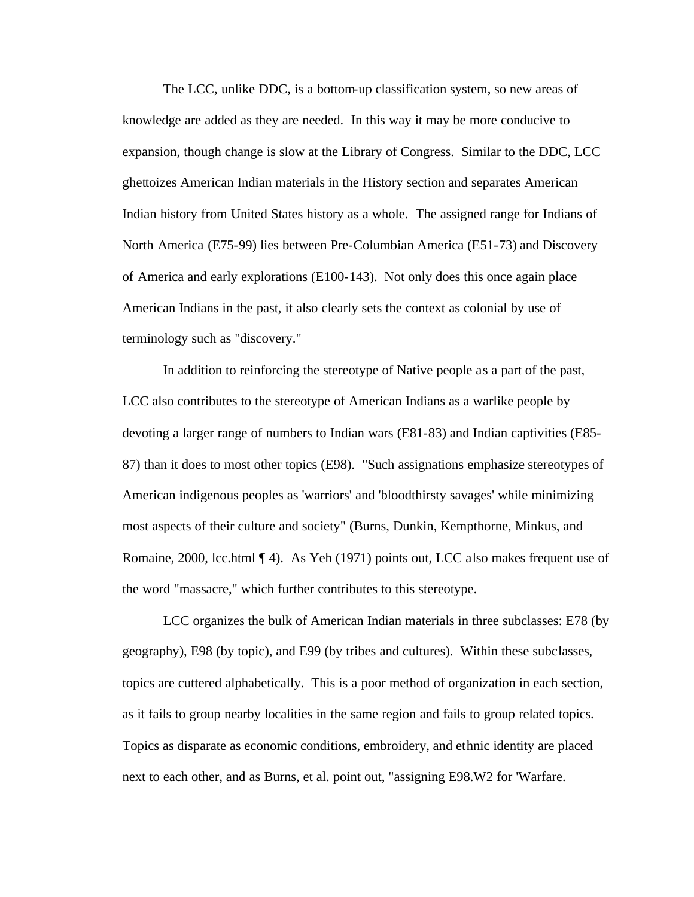The LCC, unlike DDC, is a bottom-up classification system, so new areas of knowledge are added as they are needed. In this way it may be more conducive to expansion, though change is slow at the Library of Congress. Similar to the DDC, LCC ghettoizes American Indian materials in the History section and separates American Indian history from United States history as a whole. The assigned range for Indians of North America (E75-99) lies between Pre-Columbian America (E51-73) and Discovery of America and early explorations (E100-143). Not only does this once again place American Indians in the past, it also clearly sets the context as colonial by use of terminology such as "discovery."

In addition to reinforcing the stereotype of Native people as a part of the past, LCC also contributes to the stereotype of American Indians as a warlike people by devoting a larger range of numbers to Indian wars (E81-83) and Indian captivities (E85-87) than it does to most other topics (E98). "Such assignations emphasize stereotypes of American indigenous peoples as 'warriors' and 'bloodthirsty savages' while minimizing most aspects of their culture and society" (Burns, Dunkin, Kempthorne, Minkus, and Romaine, 2000, lcc.html ¶ 4). As Yeh (1971) points out, LCC also makes frequent use of the word "massacre," which further contributes to this stereotype.

LCC organizes the bulk of American Indian materials in three subclasses: E78 (by geography), E98 (by topic), and E99 (by tribes and cultures). Within these subclasses, topics are cuttered alphabetically. This is a poor method of organization in each section, as it fails to group nearby localities in the same region and fails to group related topics. Topics as disparate as economic conditions, embroidery, and ethnic identity are placed next to each other, and as Burns, et al. point out, "assigning E98.W2 for 'Warfare.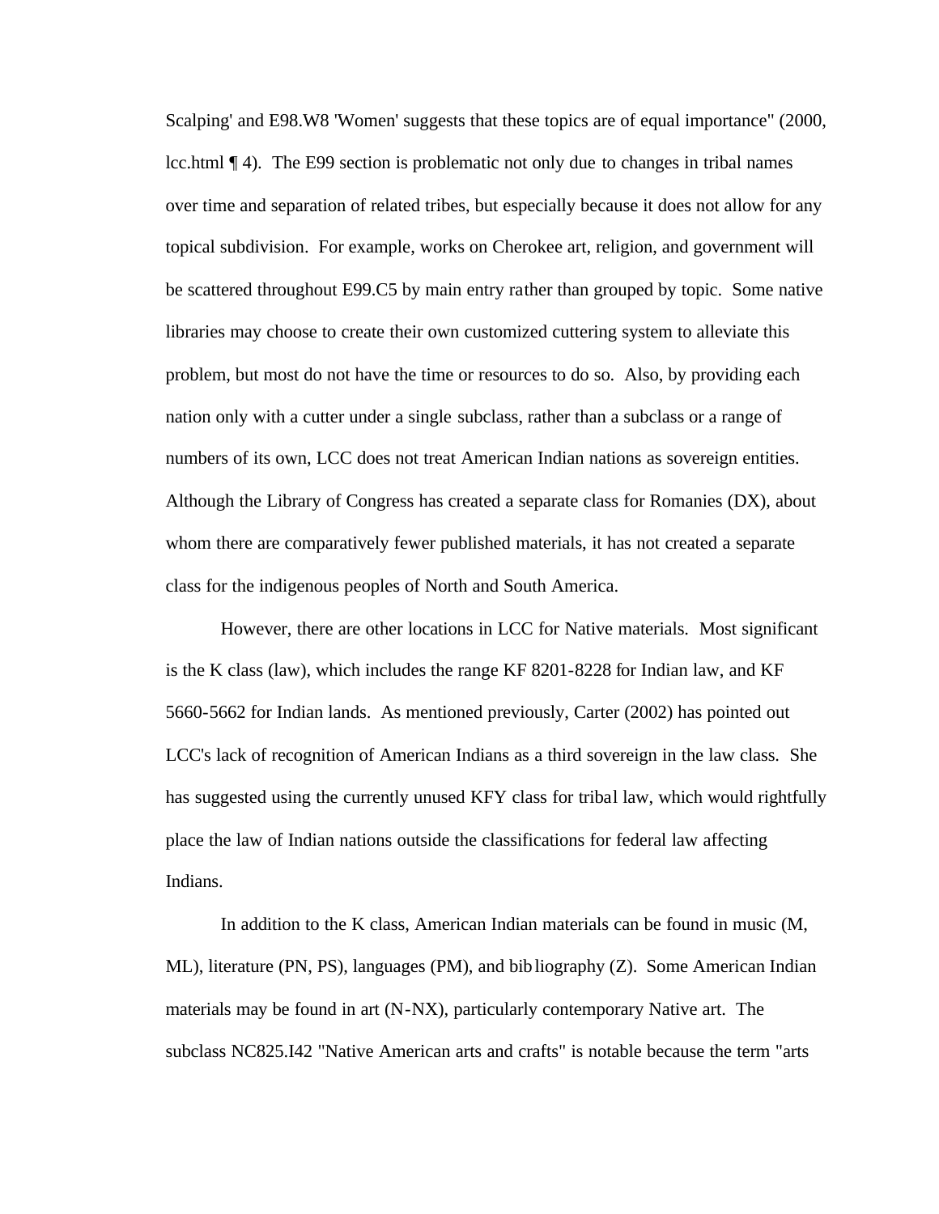Scalping' and E98.W8 'Women' suggests that these topics are of equal importance" (2000, lcc.html ¶ 4). The E99 section is problematic not only due to changes in tribal names over time and separation of related tribes, but especially because it does not allow for any topical subdivision. For example, works on Cherokee art, religion, and government will be scattered throughout E99.C5 by main entry rather than grouped by topic. Some native libraries may choose to create their own customized cuttering system to alleviate this problem, but most do not have the time or resources to do so. Also, by providing each nation only with a cutter under a single subclass, rather than a subclass or a range of numbers of its own, LCC does not treat American Indian nations as sovereign entities. Although the Library of Congress has created a separate class for Romanies (DX), about whom there are comparatively fewer published materials, it has not created a separate class for the indigenous peoples of North and South America.

However, there are other locations in LCC for Native materials. Most significant is the K class (law), which includes the range KF 8201-8228 for Indian law, and KF 5660-5662 for Indian lands. As mentioned previously, Carter (2002) has pointed out LCC's lack of recognition of American Indians as a third sovereign in the law class. She has suggested using the currently unused KFY class for tribal law, which would rightfully place the law of Indian nations outside the classifications for federal law affecting Indians.

In addition to the K class, American Indian materials can be found in music (M, ML), literature (PN, PS), languages (PM), and bibliography (Z). Some American Indian materials may be found in art (N-NX), particularly contemporary Native art. The subclass NC825.I42 "Native American arts and crafts" is notable because the term "arts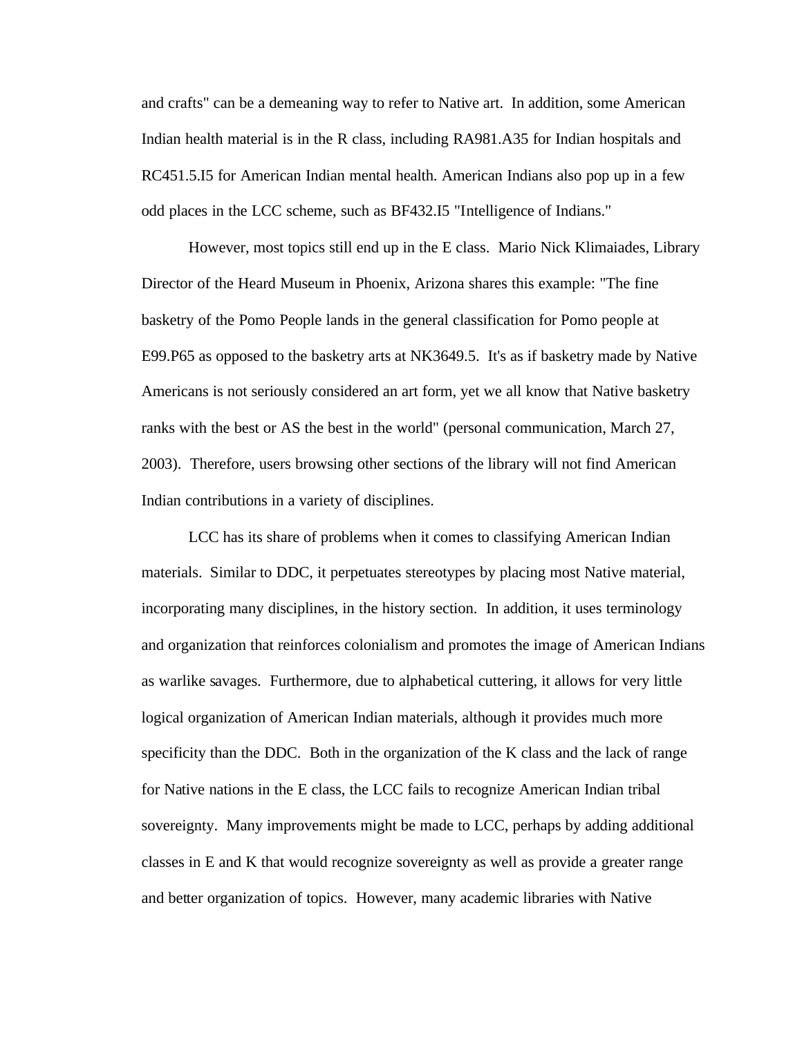and crafts" can be a demeaning way to refer to Native art. In addition, some American Indian health material is in the R class, including RA981.A35 for Indian hospitals and RC451.5.I5 for American Indian mental health. American Indians also pop up in a few odd places in the LCC scheme, such as BF432.I5 "Intelligence of Indians."

However, most topics still end up in the E class. Mario Nick Klimaiades, Library Director of the Heard Museum in Phoenix, Arizona shares this example: "The fine basketry of the Pomo People lands in the general classification for Pomo people at E99.P65 as opposed to the basketry arts at NK3649.5. It's as if basketry made by Native Americans is not seriously considered an art form, yet we all know that Native basketry ranks with the best or AS the best in the world" (personal communication, March 27, 2003). Therefore, users browsing other sections of the library will not find American Indian contributions in a variety of disciplines.

LCC has its share of problems when it comes to classifying American Indian materials. Similar to DDC, it perpetuates stereotypes by placing most Native material, incorporating many disciplines, in the history section. In addition, it uses terminology and organization that reinforces colonialism and promotes the image of American Indians as warlike savages. Furthermore, due to alphabetical cuttering, it allows for very little logical organization of American Indian materials, although it provides much more specificity than the DDC. Both in the organization of the K class and the lack of range for Native nations in the E class, the LCC fails to recognize American Indian tribal sovereignty. Many improvements might be made to LCC, perhaps by adding additional classes in E and K that would recognize sovereignty as well as provide a greater range and better organization of topics. However, many academic libraries with Native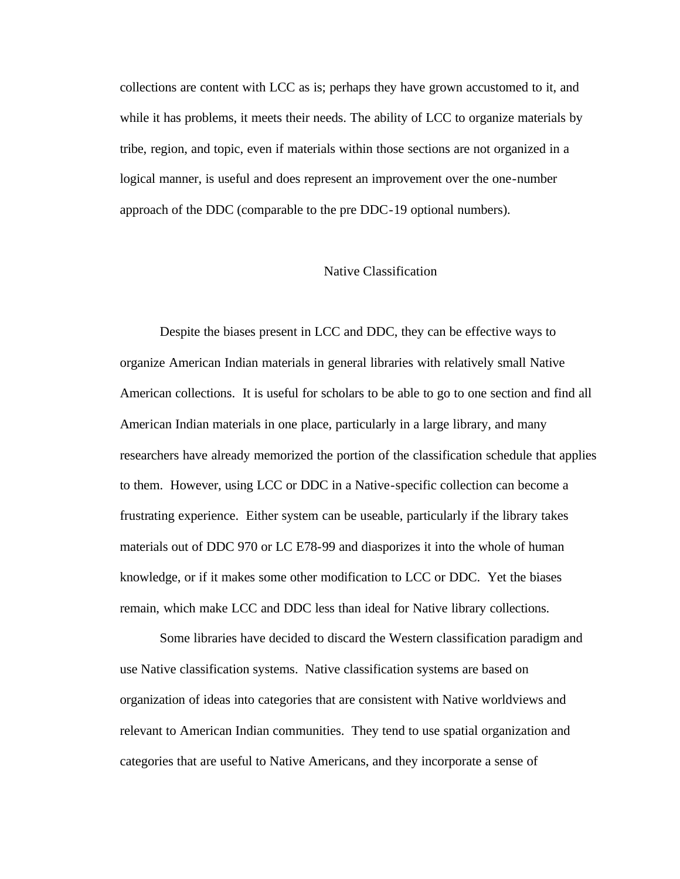collections are content with LCC as is; perhaps they have grown accustomed to it, and while it has problems, it meets their needs. The ability of LCC to organize materials by tribe, region, and topic, even if materials within those sections are not organized in a logical manner, is useful and does represent an improvement over the one-number approach of the DDC (comparable to the pre DDC-19 optional numbers).

## Native Classification

Despite the biases present in LCC and DDC, they can be effective ways to organize American Indian materials in general libraries with relatively small Native American collections. It is useful for scholars to be able to go to one section and find all American Indian materials in one place, particularly in a large library, and many researchers have already memorized the portion of the classification schedule that applies to them. However, using LCC or DDC in a Native-specific collection can become a frustrating experience. Either system can be useable, particularly if the library takes materials out of DDC 970 or LC E78-99 and diasporizes it into the whole of human knowledge, or if it makes some other modification to LCC or DDC. Yet the biases remain, which make LCC and DDC less than ideal for Native library collections.

Some libraries have decided to discard the Western classification paradigm and use Native classification systems. Native classification systems are based on organization of ideas into categories that are consistent with Native worldviews and relevant to American Indian communities. They tend to use spatial organization and categories that are useful to Native Americans, and they incorporate a sense of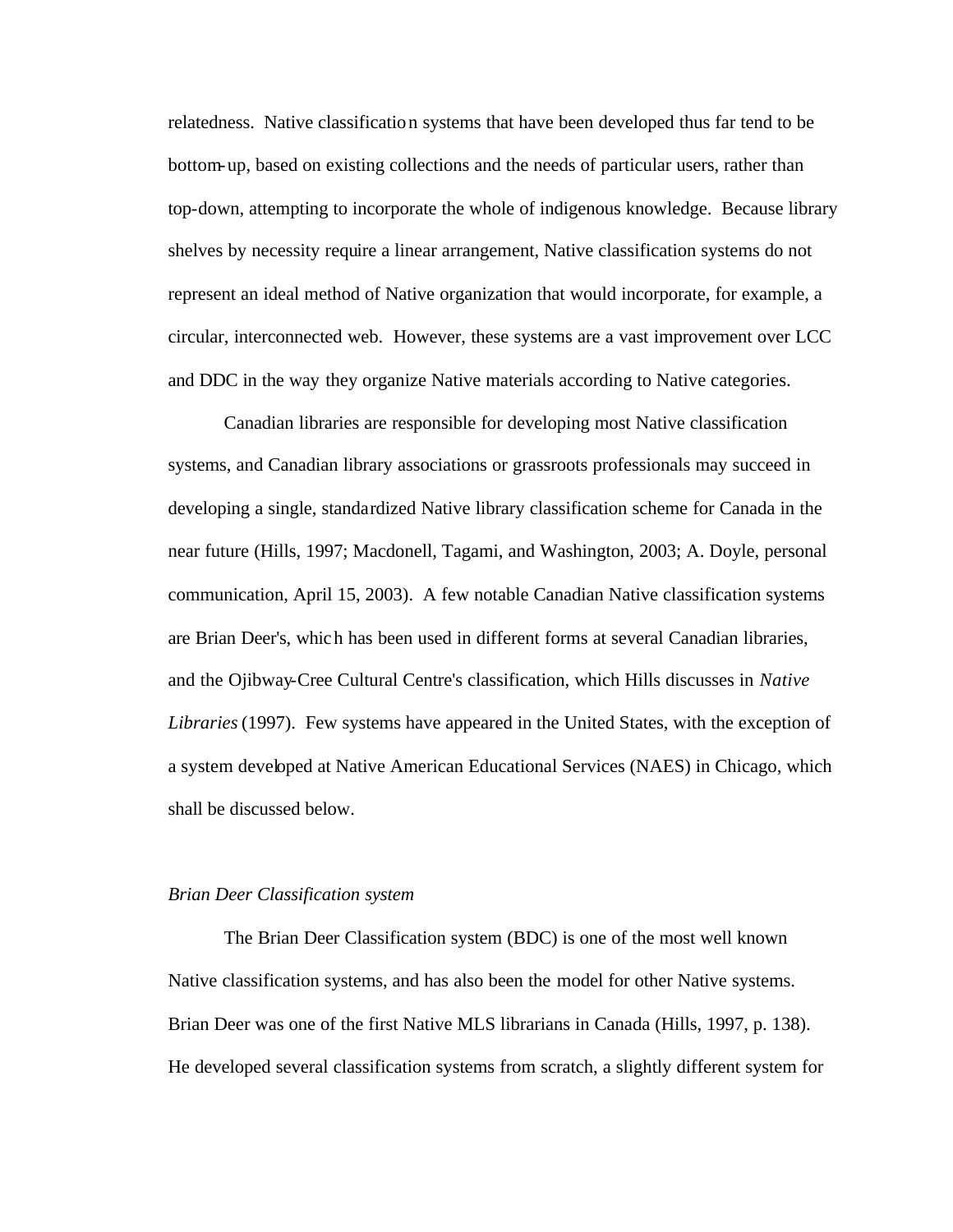relatedness. Native classification systems that have been developed thus far tend to be bottom-up, based on existing collections and the needs of particular users, rather than top-down, attempting to incorporate the whole of indigenous knowledge. Because library shelves by necessity require a linear arrangement, Native classification systems do not represent an ideal method of Native organization that would incorporate, for example, a circular, interconnected web. However, these systems are a vast improvement over LCC and DDC in the way they organize Native materials according to Native categories.

Canadian libraries are responsible for developing most Native classification systems, and Canadian library associations or grassroots professionals may succeed in developing a single, standardized Native library classification scheme for Canada in the near future (Hills, 1997; Macdonell, Tagami, and Washington, 2003; A. Doyle, personal communication, April 15, 2003). A few notable Canadian Native classification systems are Brian Deer's, which has been used in different forms at several Canadian libraries, and the Ojibway-Cree Cultural Centre's classification, which Hills discusses in *Native Libraries* (1997). Few systems have appeared in the United States, with the exception of a system developed at Native American Educational Services (NAES) in Chicago, which shall be discussed below.

*Brian Deer Classification system*

The Brian Deer Classification system (BDC) is one of the most well known Native classification systems, and has also been the model for other Native systems. Brian Deer was one of the first Native MLS librarians in Canada (Hills, 1997, p. 138). He developed several classification systems from scratch, a slightly different system for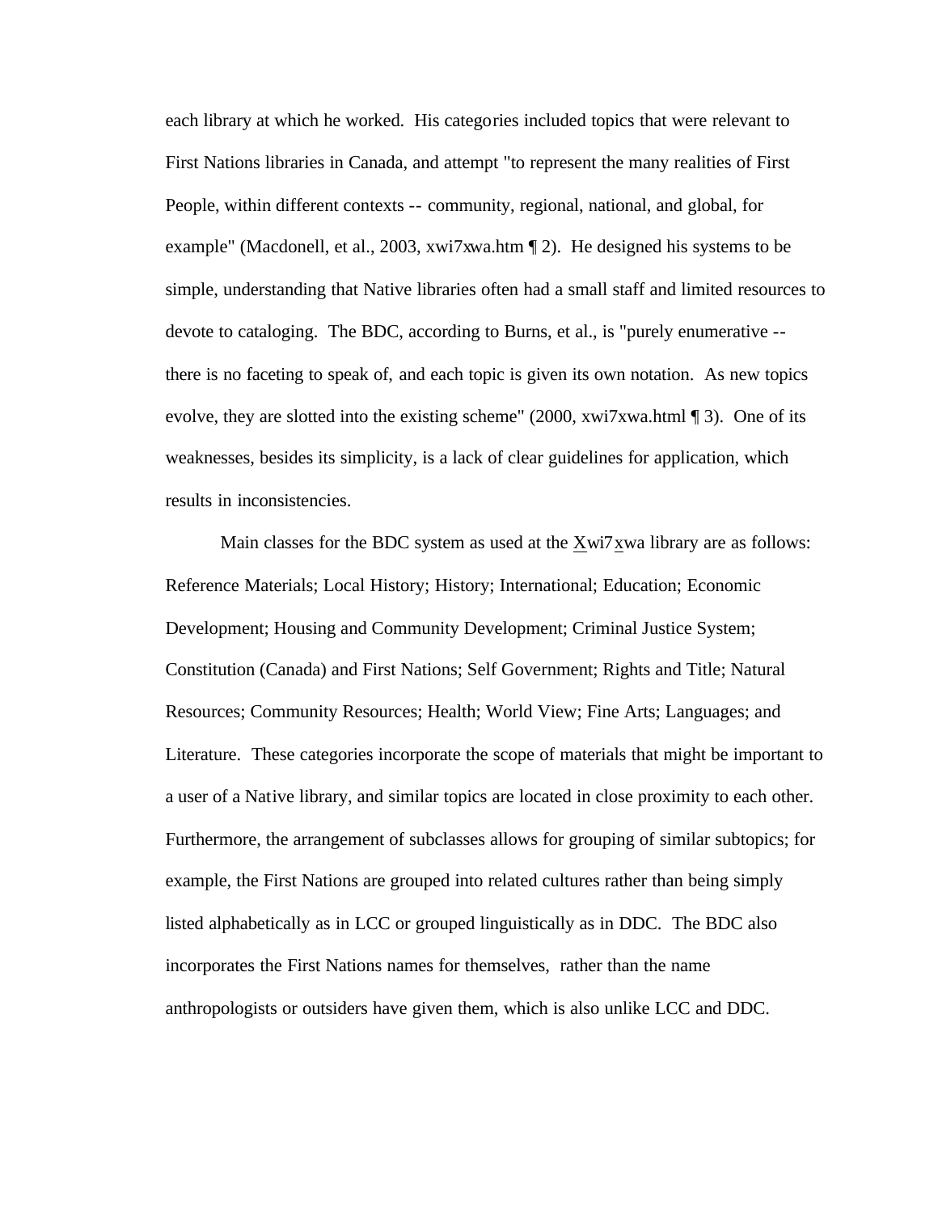each library at which he worked. His categories included topics that were relevant to First Nations libraries in Canada, and attempt "to represent the many realities of First People, within different contexts -- community, regional, national, and global, for example" (Macdonell, et al., 2003, xwi7xwa.htm ¶ 2). He designed his systems to be simple, understanding that Native libraries often had a small staff and limited resources to devote to cataloging. The BDC, according to Burns, et al., is "purely enumerative -- there is no faceting to speak of, and each topic is given its own notation. As new topics evolve, they are slotted into the existing scheme" (2000, xwi7xwa.html ¶ 3). One of its weaknesses, besides its simplicity, is a lack of clear guidelines for application, which results in inconsistencies.

Main classes for the BDC system as used at the X̱wi7x̱wa library are as follows: Reference Materials; Local History; History; International; Education; Economic Development; Housing and Community Development; Criminal Justice System; Constitution (Canada) and First Nations; Self Government; Rights and Title; Natural Resources; Community Resources; Health; World View; Fine Arts; Languages; and Literature. These categories incorporate the scope of materials that might be important to a user of a Native library, and similar topics are located in close proximity to each other. Furthermore, the arrangement of subclasses allows for grouping of similar subtopics; for example, the First Nations are grouped into related cultures rather than being simply listed alphabetically as in LCC or grouped linguistically as in DDC. The BDC also incorporates the First Nations names for themselves, rather than the name anthropologists or outsiders have given them, which is also unlike LCC and DDC.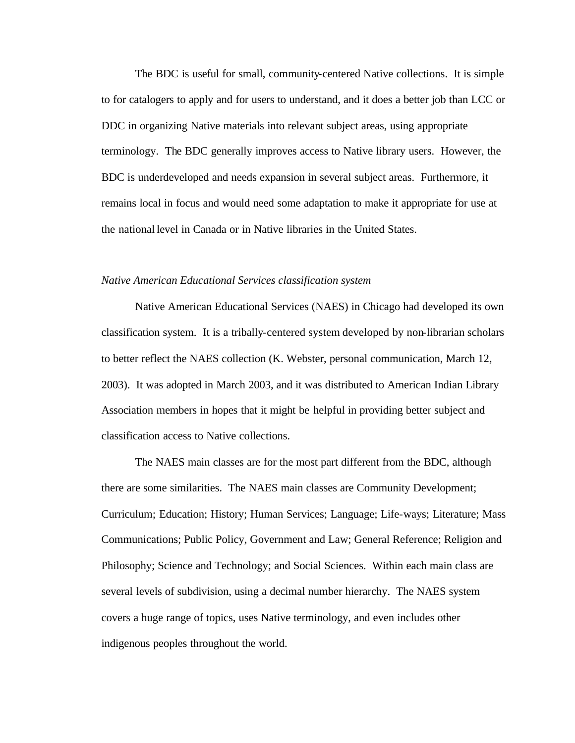The BDC is useful for small, community-centered Native collections. It is simple to for catalogers to apply and for users to understand, and it does a better job than LCC or DDC in organizing Native materials into relevant subject areas, using appropriate terminology. The BDC generally improves access to Native library users. However, the BDC is underdeveloped and needs expansion in several subject areas. Furthermore, it remains local in focus and would need some adaptation to make it appropriate for use at the national level in Canada or in Native libraries in the United States.

*Native American Educational Services classification system*

Native American Educational Services (NAES) in Chicago had developed its own classification system. It is a tribally-centered system developed by non-librarian scholars to better reflect the NAES collection (K. Webster, personal communication, March 12, 2003). It was adopted in March 2003, and it was distributed to American Indian Library Association members in hopes that it might be helpful in providing better subject and classification access to Native collections.

The NAES main classes are for the most part different from the BDC, although there are some similarities. The NAES main classes are Community Development; Curriculum; Education; History; Human Services; Language; Life-ways; Literature; Mass Communications; Public Policy, Government and Law; General Reference; Religion and Philosophy; Science and Technology; and Social Sciences. Within each main class are several levels of subdivision, using a decimal number hierarchy. The NAES system covers a huge range of topics, uses Native terminology, and even includes other indigenous peoples throughout the world.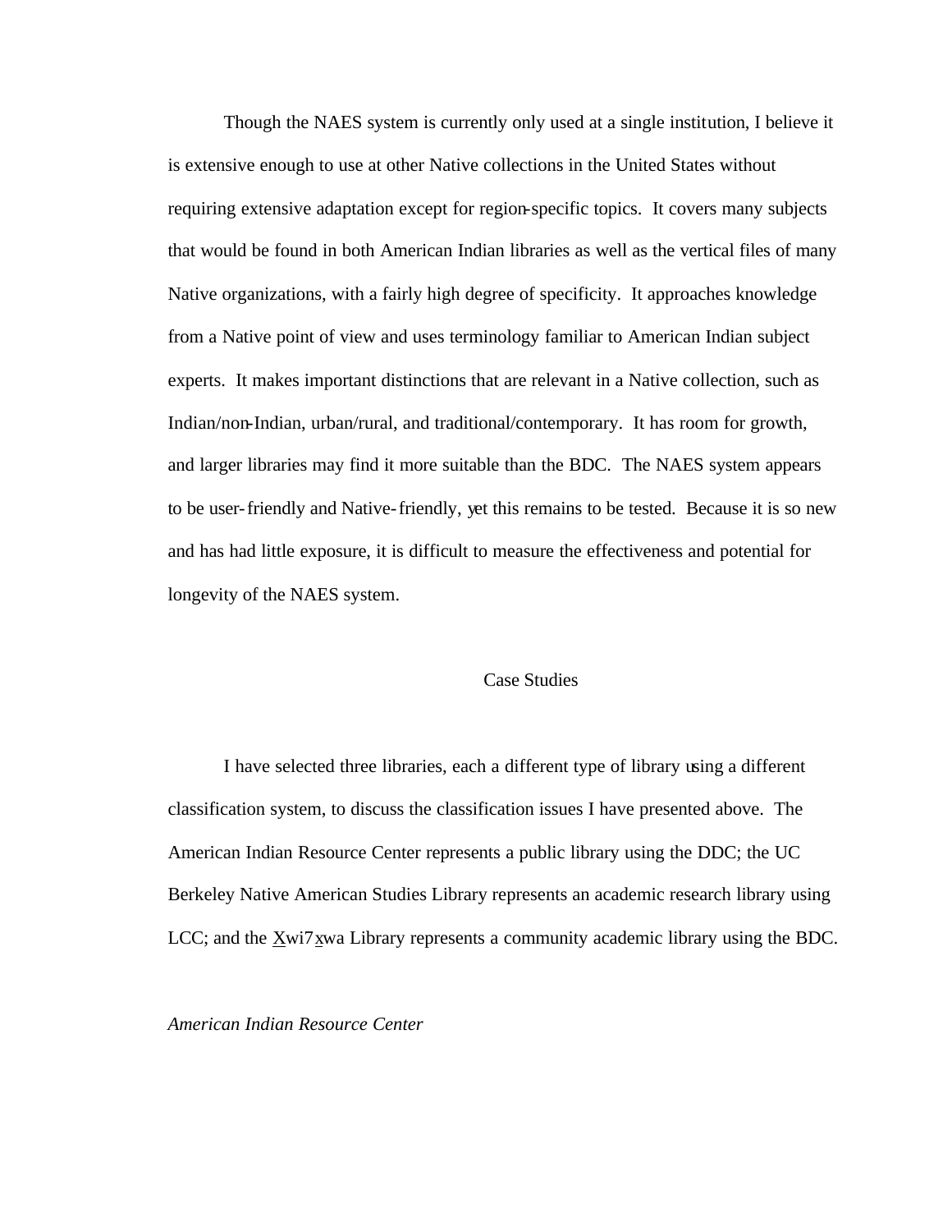Though the NAES system is currently only used at a single institution, I believe it is extensive enough to use at other Native collections in the United States without requiring extensive adaptation except for region-specific topics. It covers many subjects that would be found in both American Indian libraries as well as the vertical files of many Native organizations, with a fairly high degree of specificity. It approaches knowledge from a Native point of view and uses terminology familiar to American Indian subject experts. It makes important distinctions that are relevant in a Native collection, such as Indian/non-Indian, urban/rural, and traditional/contemporary. It has room for growth, and larger libraries may find it more suitable than the BDC. The NAES system appears to be user-friendly and Native-friendly, yet this remains to be tested. Because it is so new and has had little exposure, it is difficult to measure the effectiveness and potential for longevity of the NAES system.

## Case Studies

I have selected three libraries, each a different type of library using a different classification system, to discuss the classification issues I have presented above. The American Indian Resource Center represents a public library using the DDC; the UC Berkeley Native American Studies Library represents an academic research library using LCC; and the X̲wi7x̲wa Library represents a community academic library using the BDC.

### *American Indian Resource Center*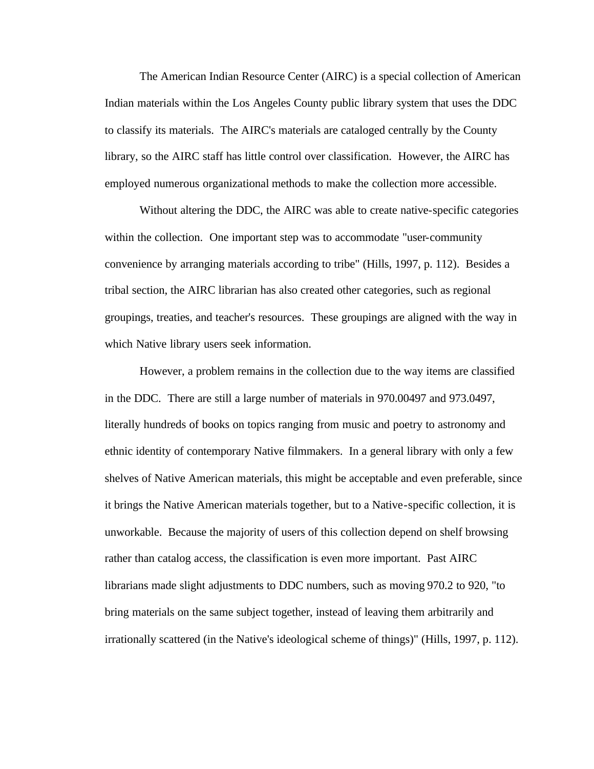The American Indian Resource Center (AIRC) is a special collection of American Indian materials within the Los Angeles County public library system that uses the DDC to classify its materials. The AIRC's materials are cataloged centrally by the County library, so the AIRC staff has little control over classification. However, the AIRC has employed numerous organizational methods to make the collection more accessible.

Without altering the DDC, the AIRC was able to create native-specific categories within the collection. One important step was to accommodate "user-community convenience by arranging materials according to tribe" (Hills, 1997, p. 112). Besides a tribal section, the AIRC librarian has also created other categories, such as regional groupings, treaties, and teacher's resources. These groupings are aligned with the way in which Native library users seek information.

However, a problem remains in the collection due to the way items are classified in the DDC. There are still a large number of materials in 970.00497 and 973.0497, literally hundreds of books on topics ranging from music and poetry to astronomy and ethnic identity of contemporary Native filmmakers. In a general library with only a few shelves of Native American materials, this might be acceptable and even preferable, since it brings the Native American materials together, but to a Native-specific collection, it is unworkable. Because the majority of users of this collection depend on shelf browsing rather than catalog access, the classification is even more important. Past AIRC librarians made slight adjustments to DDC numbers, such as moving 970.2 to 920, "to bring materials on the same subject together, instead of leaving them arbitrarily and irrationally scattered (in the Native's ideological scheme of things)" (Hills, 1997, p. 112).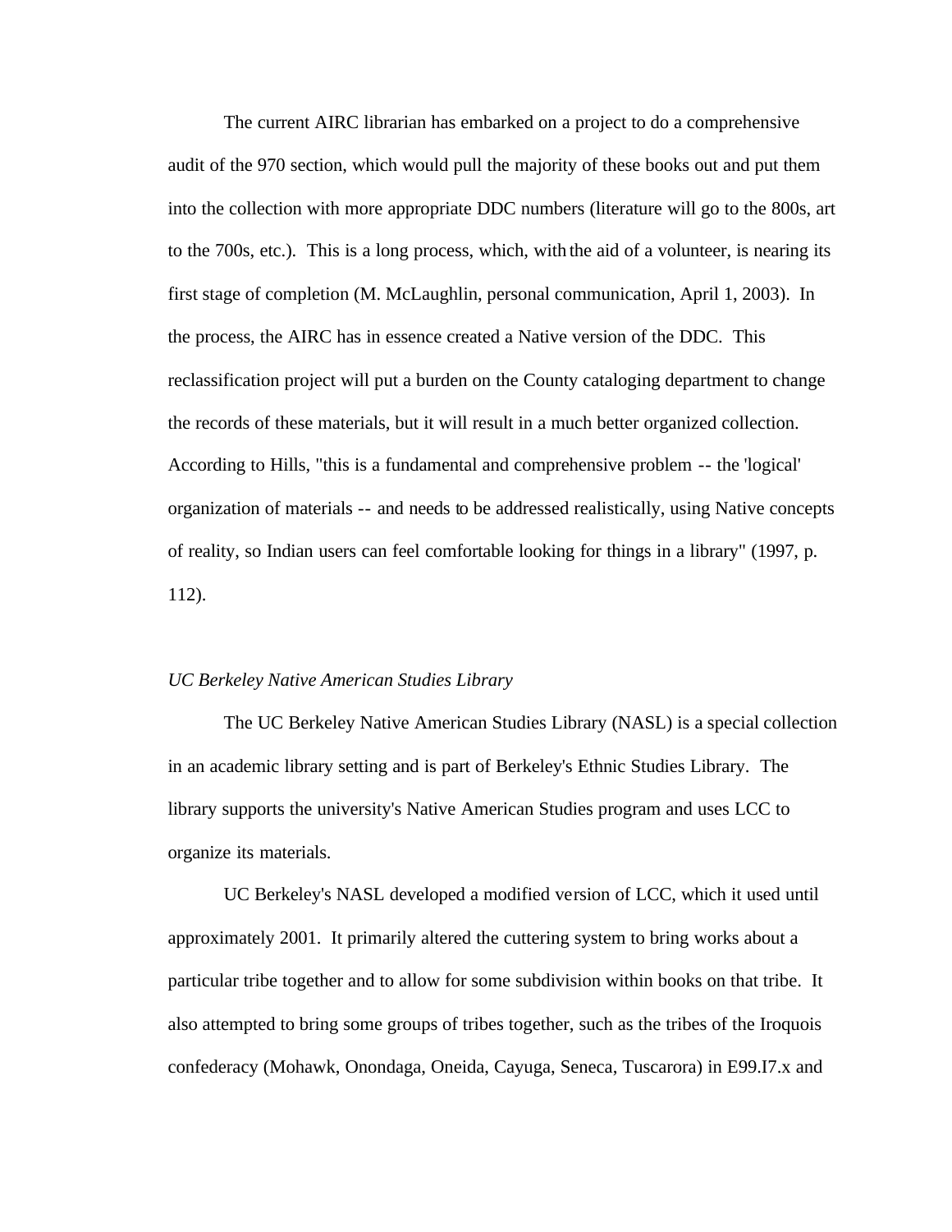The current AIRC librarian has embarked on a project to do a comprehensive audit of the 970 section, which would pull the majority of these books out and put them into the collection with more appropriate DDC numbers (literature will go to the 800s, art to the 700s, etc.). This is a long process, which, with the aid of a volunteer, is nearing its first stage of completion (M. McLaughlin, personal communication, April 1, 2003). In the process, the AIRC has in essence created a Native version of the DDC. This reclassification project will put a burden on the County cataloging department to change the records of these materials, but it will result in a much better organized collection. According to Hills, "this is a fundamental and comprehensive problem -- the 'logical' organization of materials -- and needs to be addressed realistically, using Native concepts of reality, so Indian users can feel comfortable looking for things in a library" (1997, p. 112).

*UC Berkeley Native American Studies Library*

The UC Berkeley Native American Studies Library (NASL) is a special collection in an academic library setting and is part of Berkeley's Ethnic Studies Library. The library supports the university's Native American Studies program and uses LCC to organize its materials.

UC Berkeley's NASL developed a modified version of LCC, which it used until approximately 2001. It primarily altered the cuttering system to bring works about a particular tribe together and to allow for some subdivision within books on that tribe. It also attempted to bring some groups of tribes together, such as the tribes of the Iroquois confederacy (Mohawk, Onondaga, Oneida, Cayuga, Seneca, Tuscarora) in E99.I7.x and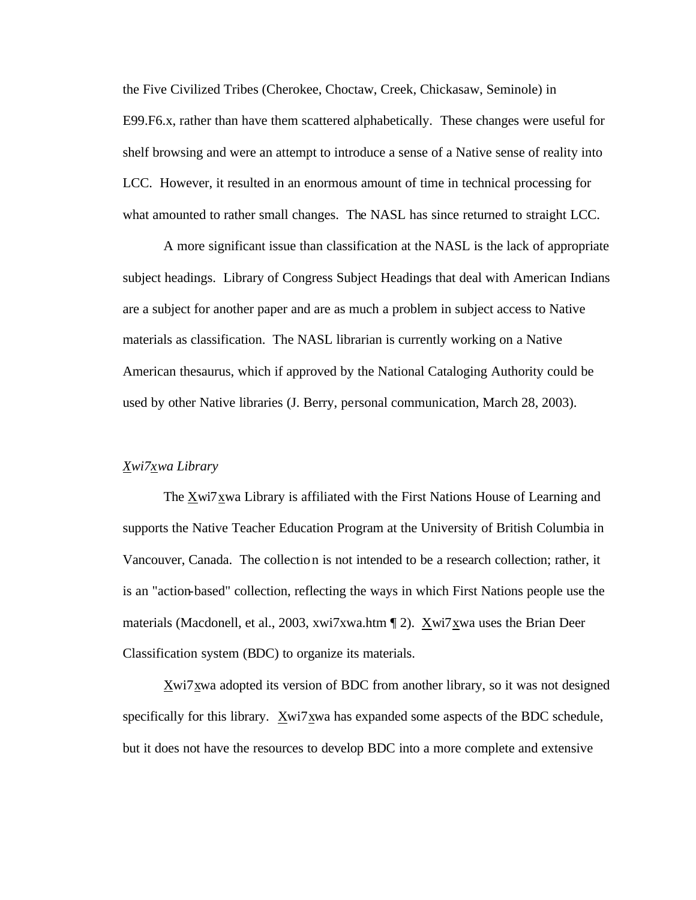the Five Civilized Tribes (Cherokee, Choctaw, Creek, Chickasaw, Seminole) in E99.F6.x, rather than have them scattered alphabetically. These changes were useful for shelf browsing and were an attempt to introduce a sense of a Native sense of reality into LCC. However, it resulted in an enormous amount of time in technical processing for what amounted to rather small changes. The NASL has since returned to straight LCC.

A more significant issue than classification at the NASL is the lack of appropriate subject headings. Library of Congress Subject Headings that deal with American Indians are a subject for another paper and are as much a problem in subject access to Native materials as classification. The NASL librarian is currently working on a Native American thesaurus, which if approved by the National Cataloging Authority could be used by other Native libraries (J. Berry, personal communication, March 28, 2003).

### *Xwi7xwa Library*

The Xwi7xwa Library is affiliated with the First Nations House of Learning and supports the Native Teacher Education Program at the University of British Columbia in Vancouver, Canada. The collection is not intended to be a research collection; rather, it is an "action-based" collection, reflecting the ways in which First Nations people use the materials (Macdonell, et al., 2003, xwi7xwa.htm ¶ 2). Xwi7xwa uses the Brian Deer Classification system (BDC) to organize its materials.

Xwi7xwa adopted its version of BDC from another library, so it was not designed specifically for this library. Xwi7xwa has expanded some aspects of the BDC schedule, but it does not have the resources to develop BDC into a more complete and extensive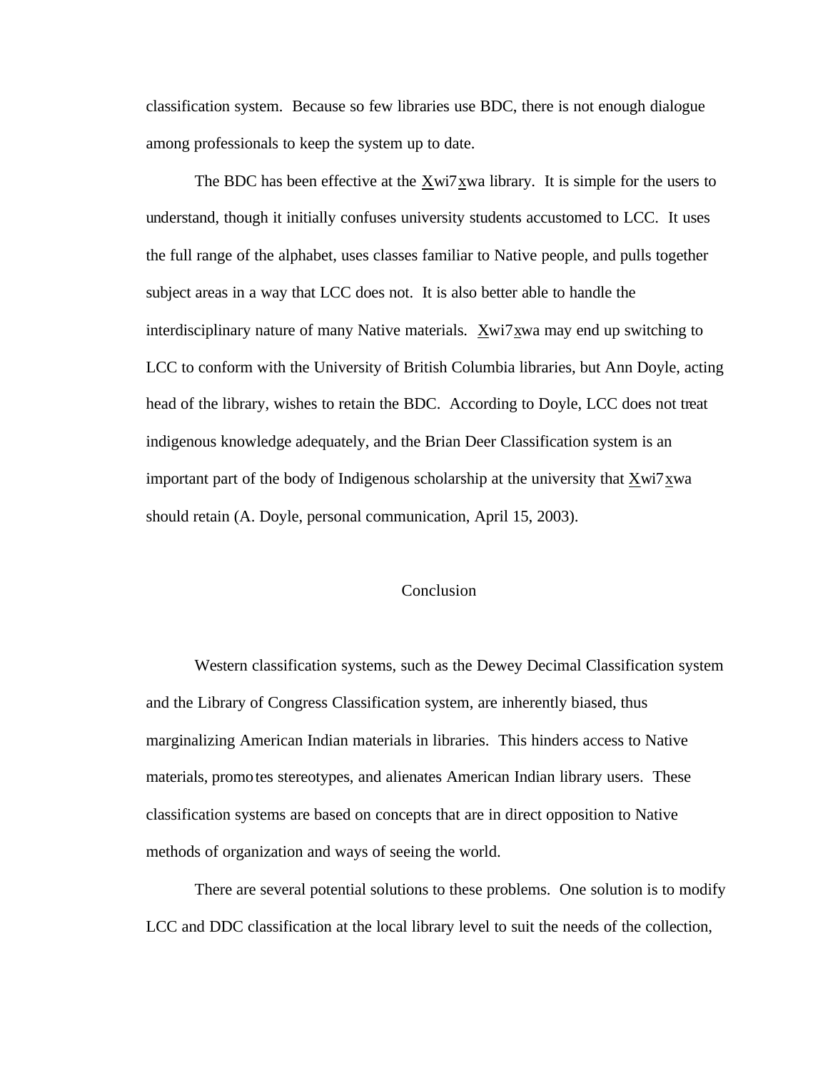classification system. Because so few libraries use BDC, there is not enough dialogue among professionals to keep the system up to date.

The BDC has been effective at the X̲wi7x̲wa library. It is simple for the users to understand, though it initially confuses university students accustomed to LCC. It uses the full range of the alphabet, uses classes familiar to Native people, and pulls together subject areas in a way that LCC does not. It is also better able to handle the interdisciplinary nature of many Native materials. X̲wi7x̲wa may end up switching to LCC to conform with the University of British Columbia libraries, but Ann Doyle, acting head of the library, wishes to retain the BDC. According to Doyle, LCC does not treat indigenous knowledge adequately, and the Brian Deer Classification system is an important part of the body of Indigenous scholarship at the university that X̲wi7x̲wa should retain (A. Doyle, personal communication, April 15, 2003).

## Conclusion

Western classification systems, such as the Dewey Decimal Classification system and the Library of Congress Classification system, are inherently biased, thus marginalizing American Indian materials in libraries. This hinders access to Native materials, promotes stereotypes, and alienates American Indian library users. These classification systems are based on concepts that are in direct opposition to Native methods of organization and ways of seeing the world.

There are several potential solutions to these problems. One solution is to modify LCC and DDC classification at the local library level to suit the needs of the collection,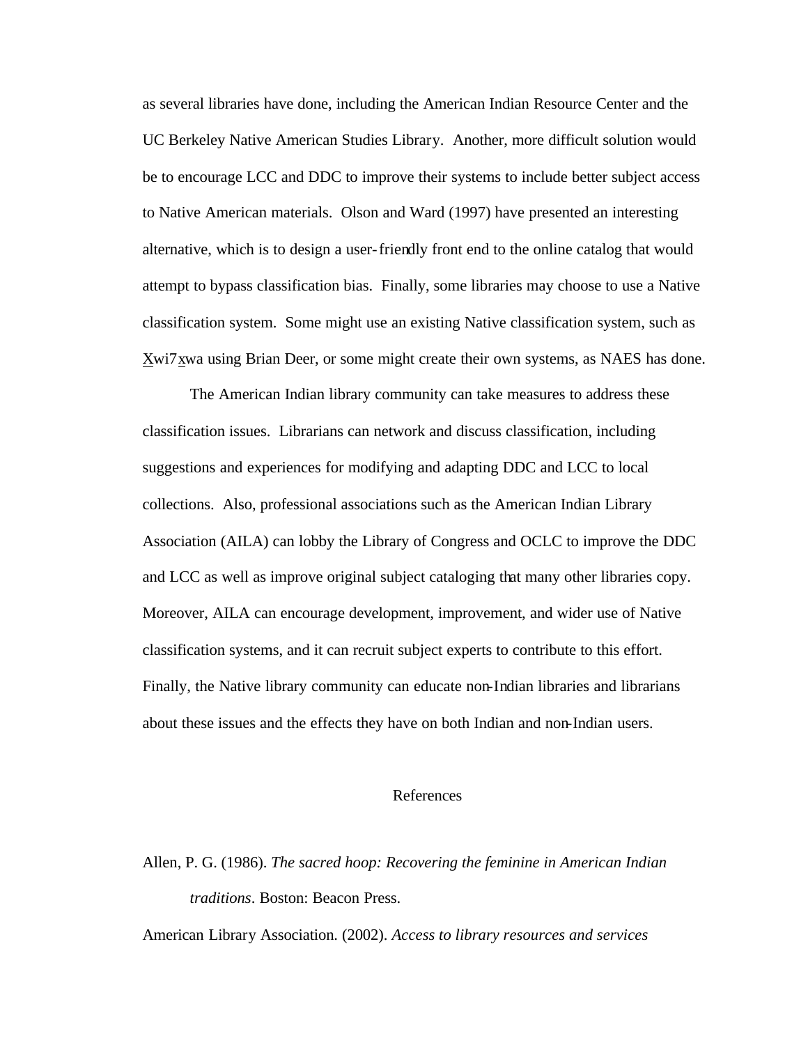as several libraries have done, including the American Indian Resource Center and the UC Berkeley Native American Studies Library. Another, more difficult solution would be to encourage LCC and DDC to improve their systems to include better subject access to Native American materials. Olson and Ward (1997) have presented an interesting alternative, which is to design a user-friendly front end to the online catalog that would attempt to bypass classification bias. Finally, some libraries may choose to use a Native classification system. Some might use an existing Native classification system, such as X̱wi7x̱wa using Brian Deer, or some might create their own systems, as NAES has done.

The American Indian library community can take measures to address these classification issues. Librarians can network and discuss classification, including suggestions and experiences for modifying and adapting DDC and LCC to local collections. Also, professional associations such as the American Indian Library Association (AILA) can lobby the Library of Congress and OCLC to improve the DDC and LCC as well as improve original subject cataloging that many other libraries copy. Moreover, AILA can encourage development, improvement, and wider use of Native classification systems, and it can recruit subject experts to contribute to this effort. Finally, the Native library community can educate non-Indian libraries and librarians about these issues and the effects they have on both Indian and non-Indian users.

## References

Allen, P. G. (1986). *The sacred hoop: Recovering the feminine in American Indian traditions*. Boston: Beacon Press.

American Library Association. (2002). *Access to library resources and services*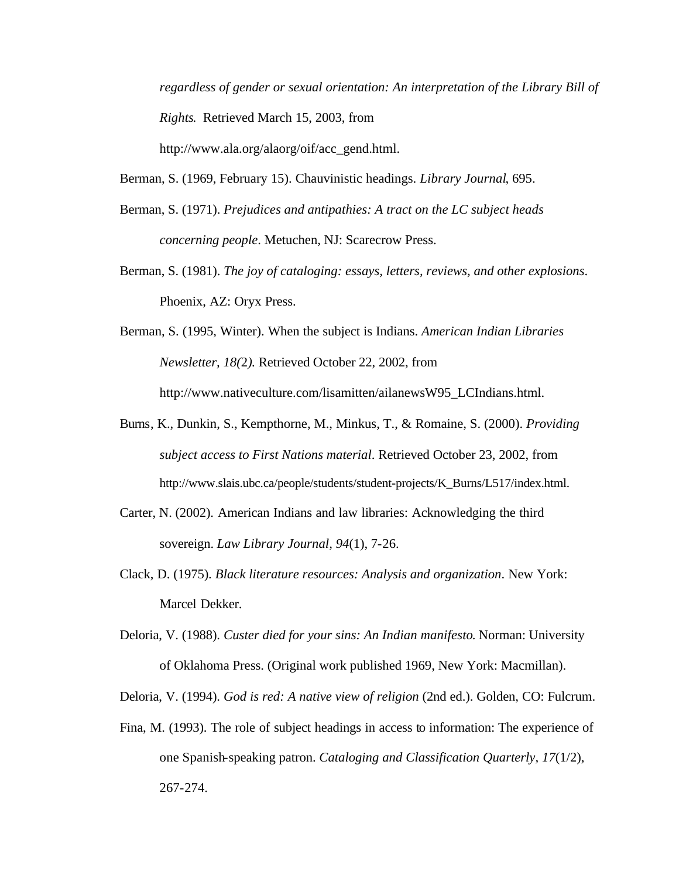*regardless of gender or sexual orientation: An interpretation of the Library Bill of Rights*. Retrieved March 15, 2003, from http://www.ala.org/alaorg/oif/acc_gend.html.

Berman, S. (1969, February 15). Chauvinistic headings. *Library Journal*, 695.

Berman, S. (1971). *Prejudices and antipathies: A tract on the LC subject heads concerning people*. Metuchen, NJ: Scarecrow Press.

Berman, S. (1981). *The joy of cataloging: essays, letters, reviews, and other explosions*. Phoenix, AZ: Oryx Press.

Berman, S. (1995, Winter). When the subject is Indians. *American Indian Libraries Newsletter, 18(2).* Retrieved October 22, 2002, from http://www.nativeculture.com/lisamitten/ailanewsW95_LCIndians.html.

Burns, K., Dunkin, S., Kempthorne, M., Minkus, T., & Romaine, S. (2000). *Providing subject access to First Nations material*. Retrieved October 23, 2002, from http://www.slais.ubc.ca/people/students/student-projects/K_Burns/L517/index.html.

Carter, N. (2002). American Indians and law libraries: Acknowledging the third sovereign. *Law Library Journal, 94*(1), 7-26.

Clack, D. (1975). *Black literature resources: Analysis and organization*. New York: Marcel Dekker.

Deloria, V. (1988). *Custer died for your sins: An Indian manifesto*. Norman: University of Oklahoma Press. (Original work published 1969, New York: Macmillan).

Deloria, V. (1994). *God is red: A native view of religion* (2nd ed.). Golden, CO: Fulcrum.

Fina, M. (1993). The role of subject headings in access to information: The experience of one Spanish-speaking patron. *Cataloging and Classification Quarterly, 17*(1/2), 267-274.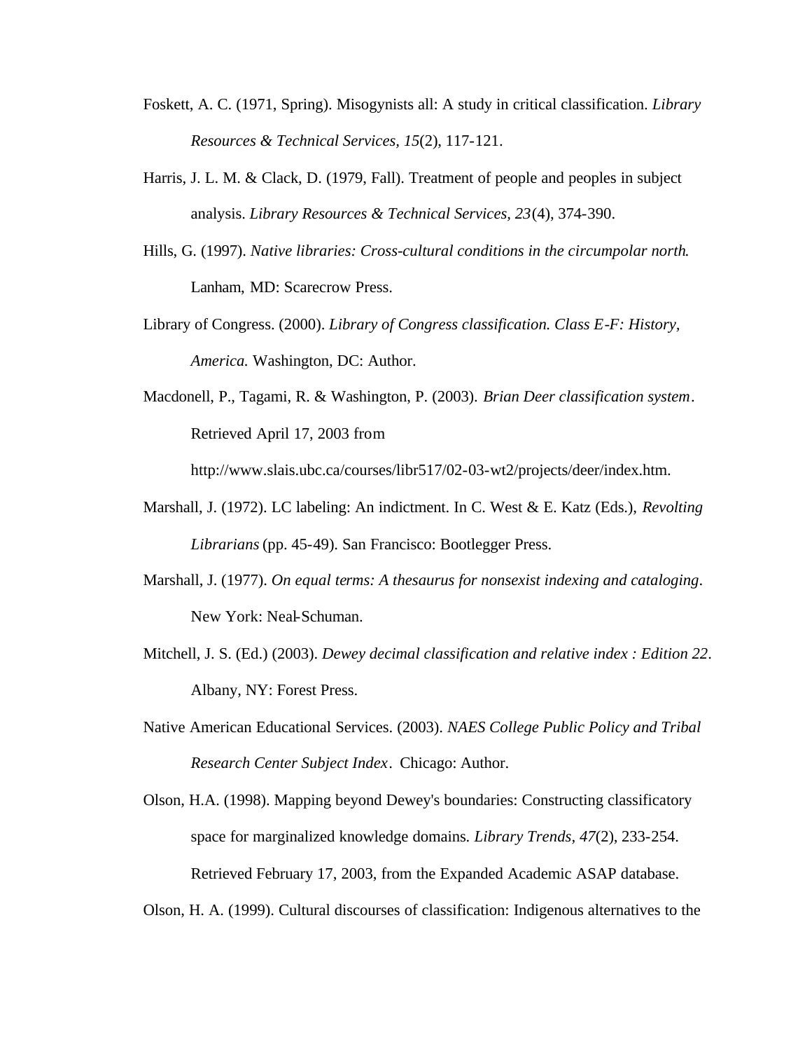Foskett, A. C. (1971, Spring). Misogynists all: A study in critical classification. *Library Resources & Technical Services, 15*(2), 117-121.

Harris, J. L. M. & Clack, D. (1979, Fall). Treatment of people and peoples in subject analysis. *Library Resources & Technical Services, 23*(4), 374-390.

Hills, G. (1997). *Native libraries: Cross-cultural conditions in the circumpolar north.* Lanham, MD: Scarecrow Press.

Library of Congress. (2000). *Library of Congress classification. Class E-F: History, America.* Washington, DC: Author.

Macdonell, P., Tagami, R. & Washington, P. (2003). *Brian Deer classification system*. Retrieved April 17, 2003 from http://www.slais.ubc.ca/courses/libr517/02-03-wt2/projects/deer/index.htm.

Marshall, J. (1972). LC labeling: An indictment. In C. West & E. Katz (Eds.), *Revolting Librarians* (pp. 45-49). San Francisco: Bootlegger Press.

Marshall, J. (1977). *On equal terms: A thesaurus for nonsexist indexing and cataloging*. New York: Neal-Schuman.

Mitchell, J. S. (Ed.) (2003). *Dewey decimal classification and relative index : Edition 22*. Albany, NY: Forest Press.

Native American Educational Services. (2003). *NAES College Public Policy and Tribal Research Center Subject Index*. Chicago: Author.

Olson, H.A. (1998). Mapping beyond Dewey's boundaries: Constructing classificatory space for marginalized knowledge domains. *Library Trends, 47*(2), 233-254. Retrieved February 17, 2003, from the Expanded Academic ASAP database.

Olson, H. A. (1999). Cultural discourses of classification: Indigenous alternatives to the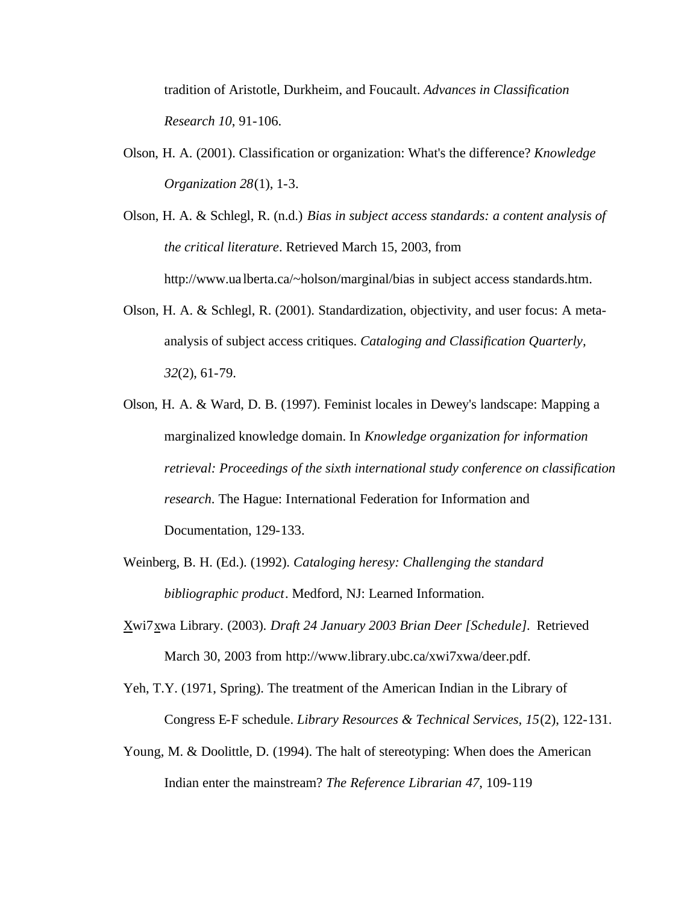tradition of Aristotle, Durkheim, and Foucault. *Advances in Classification Research 10*, 91-106.

Olson, H. A. (2001). Classification or organization: What's the difference? *Knowledge Organization 28*(1), 1-3.

Olson, H. A. & Schlegl, R. (n.d.) *Bias in subject access standards: a content analysis of the critical literature*. Retrieved March 15, 2003, from http://www.ualberta.ca/~holson/marginal/bias in subject access standards.htm.

Olson, H. A. & Schlegl, R. (2001). Standardization, objectivity, and user focus: A meta-analysis of subject access critiques. *Cataloging and Classification Quarterly, 32*(2), 61-79.

Olson, H. A. & Ward, D. B. (1997). Feminist locales in Dewey's landscape: Mapping a marginalized knowledge domain. In *Knowledge organization for information retrieval: Proceedings of the sixth international study conference on classification research*. The Hague: International Federation for Information and Documentation, 129-133.

Weinberg, B. H. (Ed.). (1992). *Cataloging heresy: Challenging the standard bibliographic product*. Medford, NJ: Learned Information.

X̱wi7x̱wa Library. (2003). *Draft 24 January 2003 Brian Deer [Schedule].* Retrieved March 30, 2003 from http://www.library.ubc.ca/xwi7xwa/deer.pdf.

Yeh, T.Y. (1971, Spring). The treatment of the American Indian in the Library of Congress E-F schedule. *Library Resources & Technical Services, 15*(2), 122-131.

Young, M. & Doolittle, D. (1994). The halt of stereotyping: When does the American Indian enter the mainstream? *The Reference Librarian 47*, 109-119